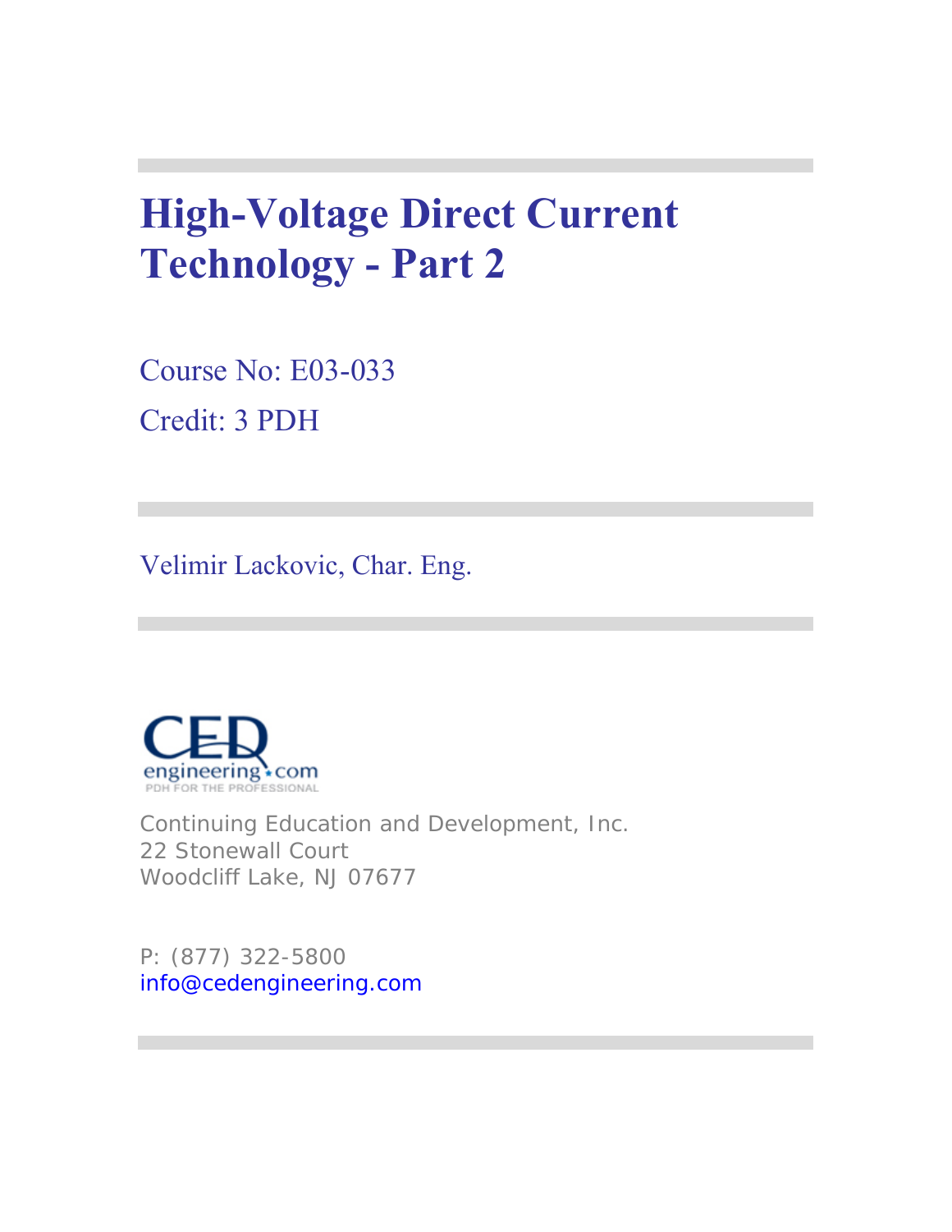# High-Voltage Direct Current Technology - Part 2

Course No: E03-033

Credit: 3 PDH

Velimir Lackovic, Char. Eng.

Continuing Education and Development, Inc.
22 Stonewall Court
Woodcliff Lake, NJ 07677

P: (877) 322-5800
info@cedengineering.com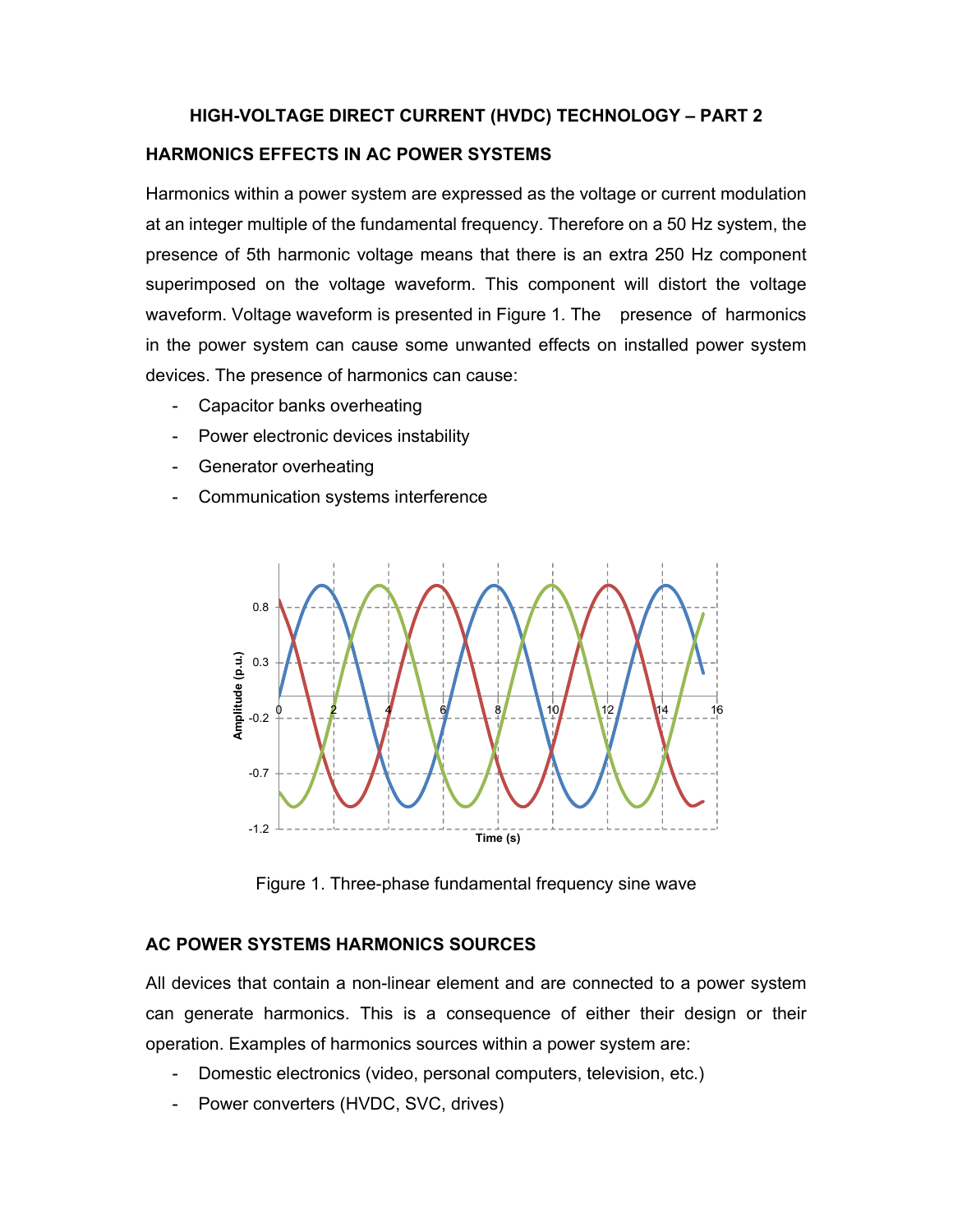# HIGH-VOLTAGE DIRECT CURRENT (HVDC) TECHNOLOGY – PART 2

## HARMONICS EFFECTS IN AC POWER SYSTEMS

Harmonics within a power system are expressed as the voltage or current modulation at an integer multiple of the fundamental frequency. Therefore on a 50 Hz system, the presence of 5th harmonic voltage means that there is an extra 250 Hz component superimposed on the voltage waveform. This component will distort the voltage waveform. Voltage waveform is presented in Figure 1. The presence of harmonics in the power system can cause some unwanted effects on installed power system devices. The presence of harmonics can cause:

- Capacitor banks overheating
- Power electronic devices instability
- Generator overheating
- Communication systems interference

Figure 1. Three-phase fundamental frequency sine wave

## AC POWER SYSTEMS HARMONICS SOURCES

All devices that contain a non-linear element and are connected to a power system can generate harmonics. This is a consequence of either their design or their operation. Examples of harmonics sources within a power system are:

- Domestic electronics (video, personal computers, television, etc.)
- Power converters (HVDC, SVC, drives)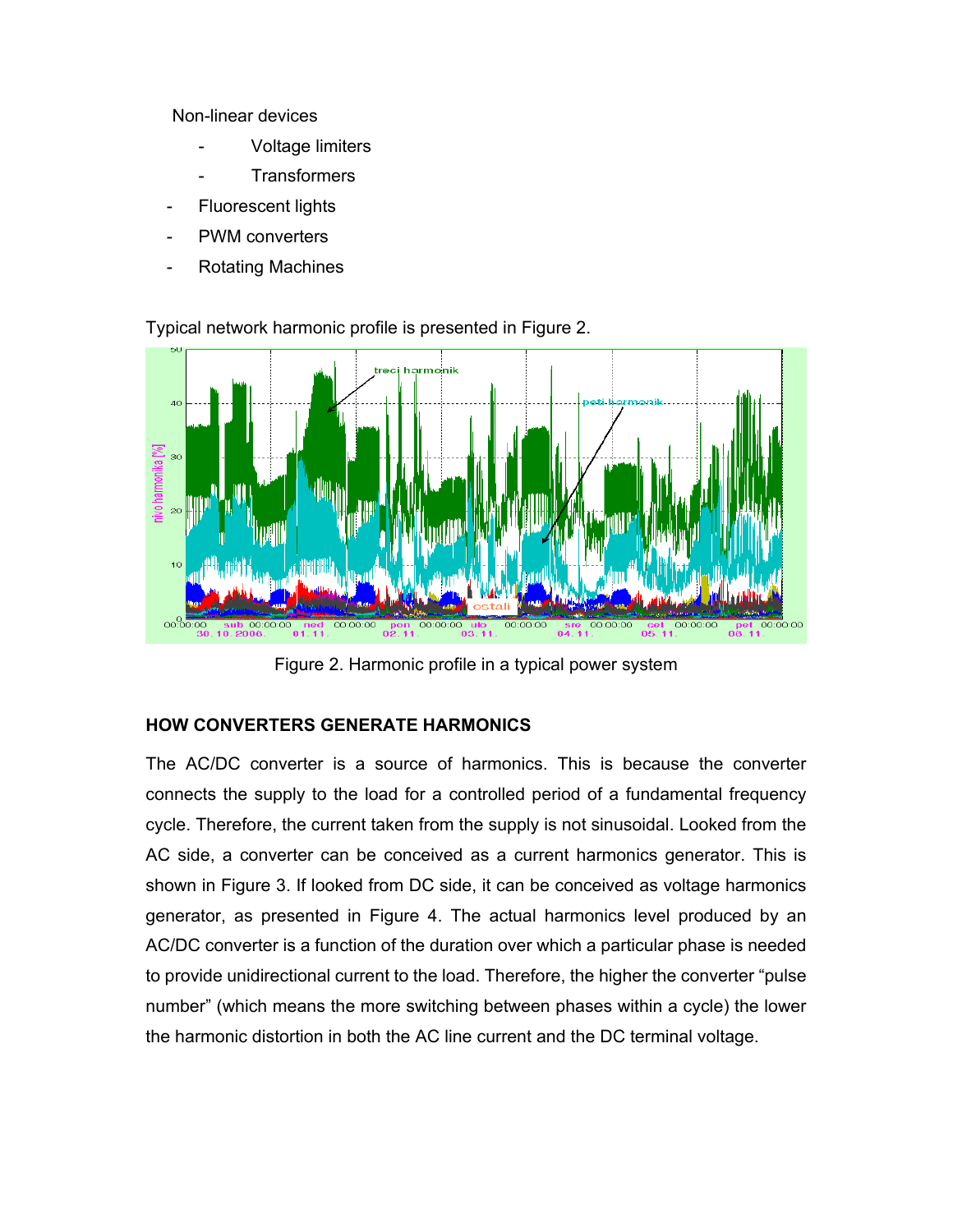Non-linear devices

- Voltage limiters
- Transformers

- Fluorescent lights
- PWM converters
- Rotating Machines

Typical network harmonic profile is presented in Figure 2.

Figure 2. Harmonic profile in a typical power system

## HOW CONVERTERS GENERATE HARMONICS

The AC/DC converter is a source of harmonics. This is because the converter connects the supply to the load for a controlled period of a fundamental frequency cycle. Therefore, the current taken from the supply is not sinusoidal. Looked from the AC side, a converter can be conceived as a current harmonics generator. This is shown in Figure 3. If looked from DC side, it can be conceived as voltage harmonics generator, as presented in Figure 4. The actual harmonics level produced by an AC/DC converter is a function of the duration over which a particular phase is needed to provide unidirectional current to the load. Therefore, the higher the converter "pulse number" (which means the more switching between phases within a cycle) the lower the harmonic distortion in both the AC line current and the DC terminal voltage.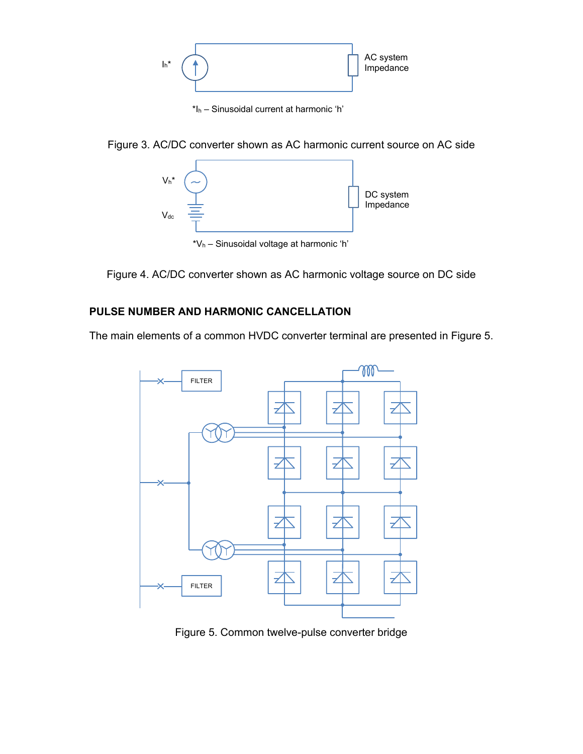$I_h$*

AC system Impedance

*$I_h$ – Sinusoidal current at harmonic 'h'

Figure 3. AC/DC converter shown as AC harmonic current source on AC side

$V_h$*

$V_{dc}$

DC system Impedance

*$V_h$ – Sinusoidal voltage at harmonic 'h'

Figure 4. AC/DC converter shown as AC harmonic voltage source on DC side

## PULSE NUMBER AND HARMONIC CANCELLATION

The main elements of a common HVDC converter terminal are presented in Figure 5.

FILTER

FILTER

Figure 5. Common twelve-pulse converter bridge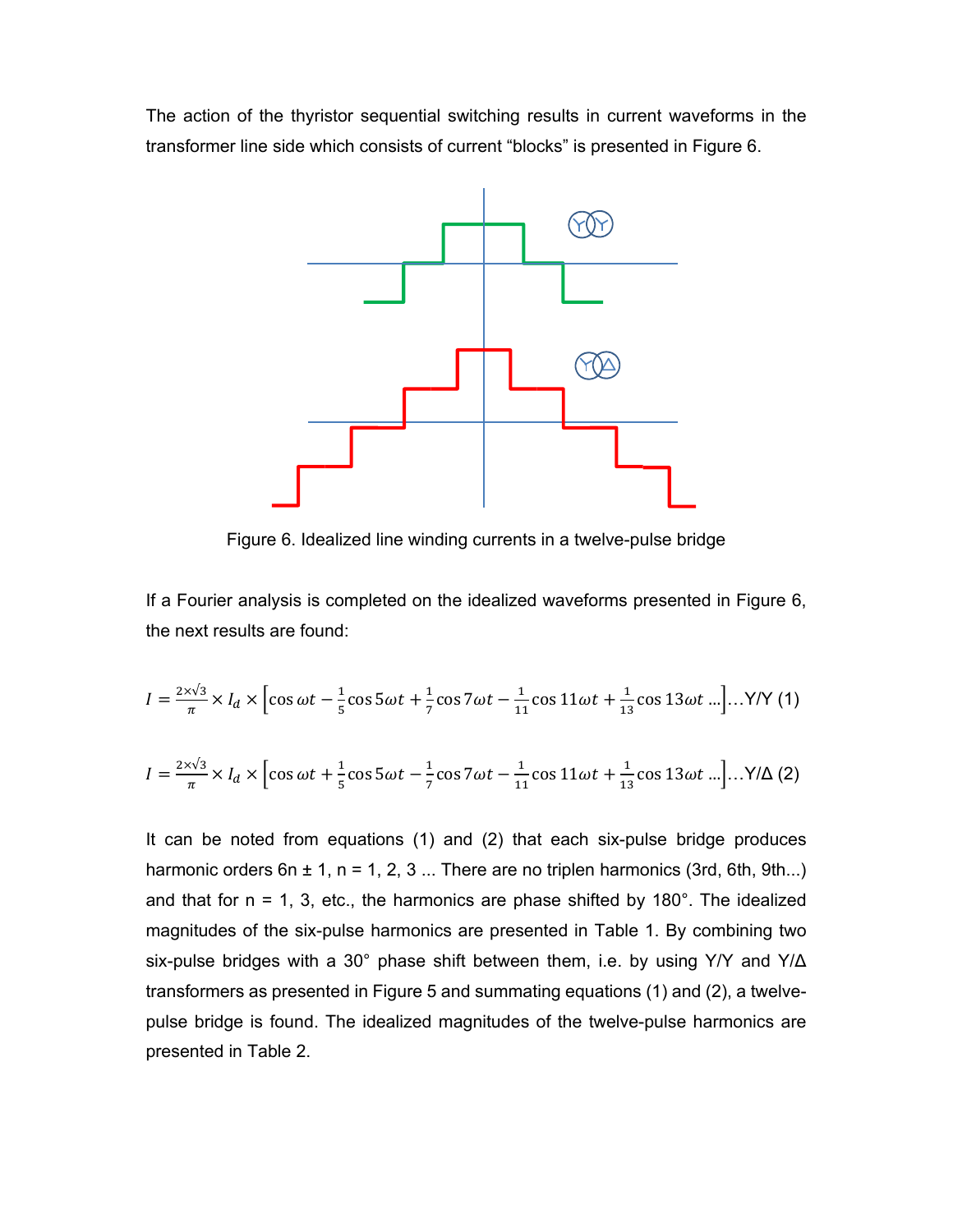The action of the thyristor sequential switching results in current waveforms in the transformer line side which consists of current "blocks" is presented in Figure 6.

Figure 6. Idealized line winding currents in a twelve-pulse bridge

If a Fourier analysis is completed on the idealized waveforms presented in Figure 6, the next results are found:

$$I = \frac{2\times\sqrt{3}}{\pi} \times I_d \times \left[\cos\omega t - \frac{1}{5}\cos 5\omega t + \frac{1}{7}\cos 7\omega t - \frac{1}{11}\cos 11\omega t + \frac{1}{13}\cos 13\omega t \ldots\right] \ldots \text{Y/Y} \quad (1)$$

$$I = \frac{2\times\sqrt{3}}{\pi} \times I_d \times \left[\cos\omega t + \frac{1}{5}\cos 5\omega t - \frac{1}{7}\cos 7\omega t - \frac{1}{11}\cos 11\omega t + \frac{1}{13}\cos 13\omega t \ldots\right] \ldots \text{Y/}\Delta \quad (2)$$

It can be noted from equations (1) and (2) that each six-pulse bridge produces harmonic orders 6n ± 1, n = 1, 2, 3 ... There are no triplen harmonics (3rd, 6th, 9th...) and that for n = 1, 3, etc., the harmonics are phase shifted by 180°. The idealized magnitudes of the six-pulse harmonics are presented in Table 1. By combining two six-pulse bridges with a 30° phase shift between them, i.e. by using Y/Y and Y/Δ transformers as presented in Figure 5 and summating equations (1) and (2), a twelve-pulse bridge is found. The idealized magnitudes of the twelve-pulse harmonics are presented in Table 2.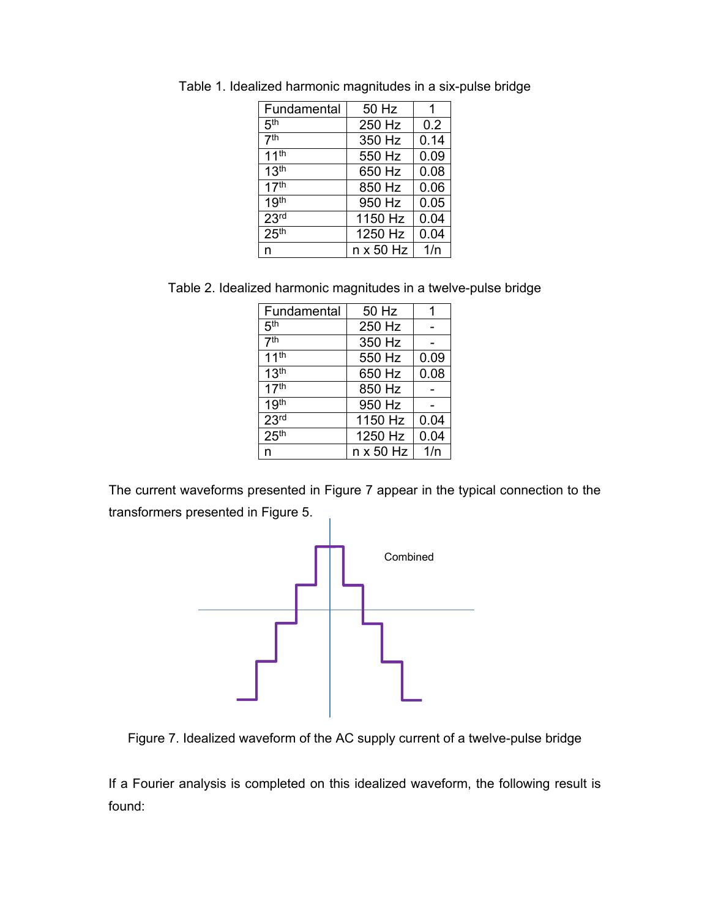Table 1. Idealized harmonic magnitudes in a six-pulse bridge

| Fundamental | 50 Hz | 1 |
|---|---|---|
| 5th | 250 Hz | 0.2 |
| 7th | 350 Hz | 0.14 |
| 11th | 550 Hz | 0.09 |
| 13th | 650 Hz | 0.08 |
| 17th | 850 Hz | 0.06 |
| 19th | 950 Hz | 0.05 |
| 23rd | 1150 Hz | 0.04 |
| 25th | 1250 Hz | 0.04 |
| n | n x 50 Hz | 1/n |

Table 2. Idealized harmonic magnitudes in a twelve-pulse bridge

| Fundamental | 50 Hz | 1 |
|---|---|---|
| 5th | 250 Hz | - |
| 7th | 350 Hz | - |
| 11th | 550 Hz | 0.09 |
| 13th | 650 Hz | 0.08 |
| 17th | 850 Hz | - |
| 19th | 950 Hz | - |
| 23rd | 1150 Hz | 0.04 |
| 25th | 1250 Hz | 0.04 |
| n | n x 50 Hz | 1/n |

The current waveforms presented in Figure 7 appear in the typical connection to the transformers presented in Figure 5.

Combined

Figure 7. Idealized waveform of the AC supply current of a twelve-pulse bridge

If a Fourier analysis is completed on this idealized waveform, the following result is found: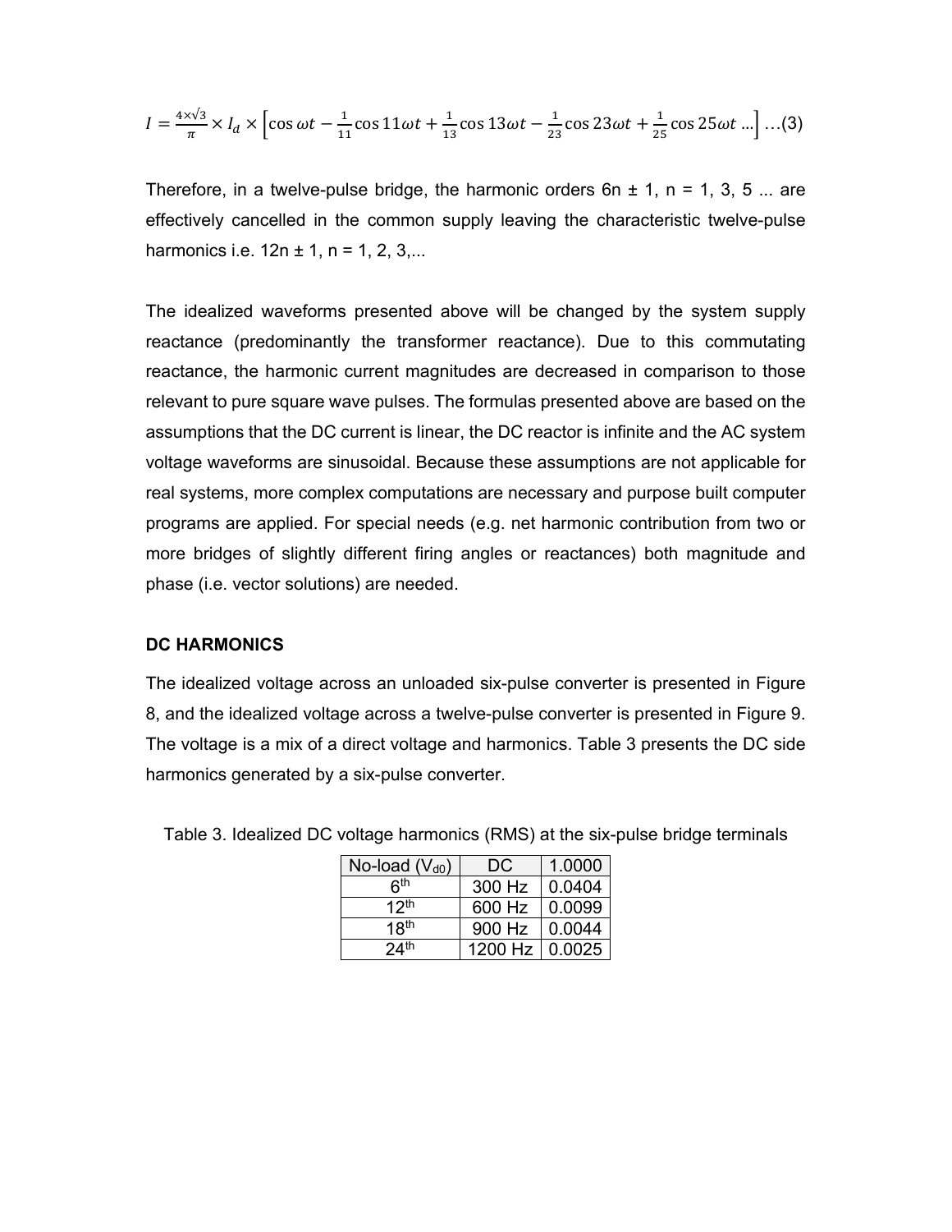$$I = \frac{4\times\sqrt{3}}{\pi} \times I_d \times \left[\cos\omega t - \frac{1}{11}\cos 11\omega t + \frac{1}{13}\cos 13\omega t - \frac{1}{23}\cos 23\omega t + \frac{1}{25}\cos 25\omega t \ldots\right] \ldots(3)$$

Therefore, in a twelve-pulse bridge, the harmonic orders $6n \pm 1$, $n = 1, 3, 5 \ldots$ are effectively cancelled in the common supply leaving the characteristic twelve-pulse harmonics i.e. $12n \pm 1$, $n = 1, 2, 3, \ldots$

The idealized waveforms presented above will be changed by the system supply reactance (predominantly the transformer reactance). Due to this commutating reactance, the harmonic current magnitudes are decreased in comparison to those relevant to pure square wave pulses. The formulas presented above are based on the assumptions that the DC current is linear, the DC reactor is infinite and the AC system voltage waveforms are sinusoidal. Because these assumptions are not applicable for real systems, more complex computations are necessary and purpose built computer programs are applied. For special needs (e.g. net harmonic contribution from two or more bridges of slightly different firing angles or reactances) both magnitude and phase (i.e. vector solutions) are needed.

**DC HARMONICS**

The idealized voltage across an unloaded six-pulse converter is presented in Figure 8, and the idealized voltage across a twelve-pulse converter is presented in Figure 9. The voltage is a mix of a direct voltage and harmonics. Table 3 presents the DC side harmonics generated by a six-pulse converter.

Table 3. Idealized DC voltage harmonics (RMS) at the six-pulse bridge terminals

| No-load ($V_{d0}$) | DC | 1.0000 |
|---|---|---|
| $6^{th}$ | 300 Hz | 0.0404 |
| $12^{th}$ | 600 Hz | 0.0099 |
| $18^{th}$ | 900 Hz | 0.0044 |
| $24^{th}$ | 1200 Hz | 0.0025 |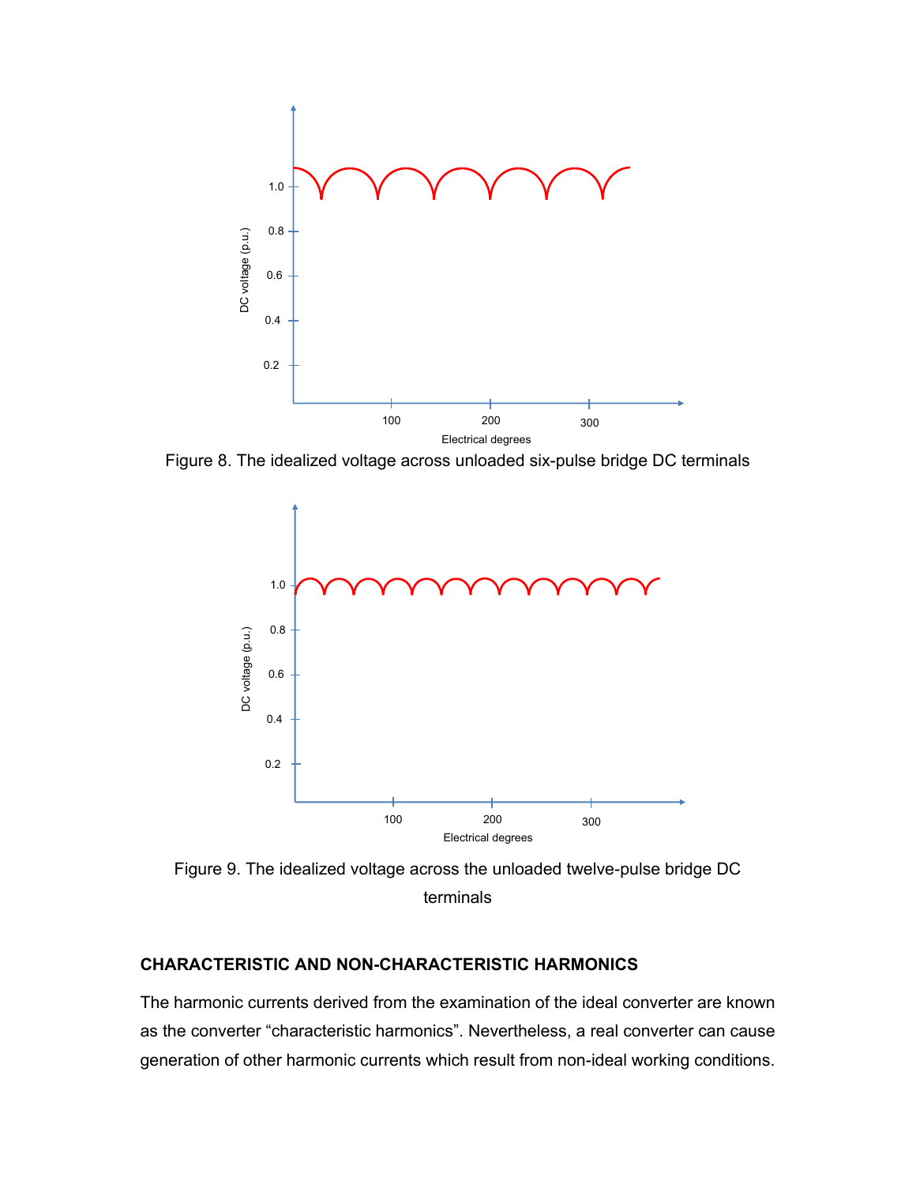Figure 8. The idealized voltage across unloaded six-pulse bridge DC terminals

Figure 9. The idealized voltage across the unloaded twelve-pulse bridge DC terminals

### CHARACTERISTIC AND NON-CHARACTERISTIC HARMONICS

The harmonic currents derived from the examination of the ideal converter are known as the converter "characteristic harmonics". Nevertheless, a real converter can cause generation of other harmonic currents which result from non-ideal working conditions.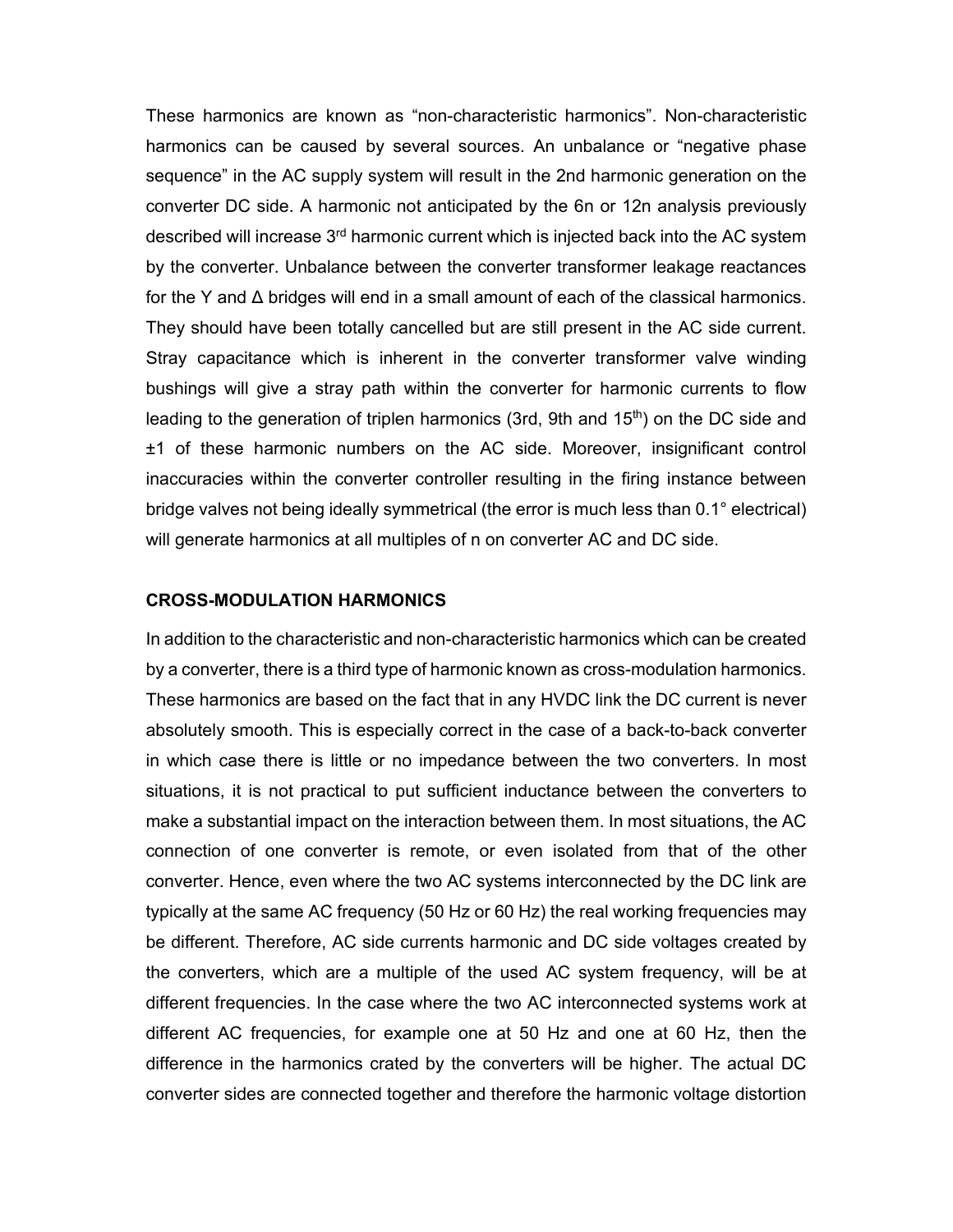These harmonics are known as “non-characteristic harmonics”. Non-characteristic harmonics can be caused by several sources. An unbalance or “negative phase sequence” in the AC supply system will result in the 2nd harmonic generation on the converter DC side. A harmonic not anticipated by the 6n or 12n analysis previously described will increase 3rd harmonic current which is injected back into the AC system by the converter. Unbalance between the converter transformer leakage reactances for the Y and Δ bridges will end in a small amount of each of the classical harmonics. They should have been totally cancelled but are still present in the AC side current. Stray capacitance which is inherent in the converter transformer valve winding bushings will give a stray path within the converter for harmonic currents to flow leading to the generation of triplen harmonics (3rd, 9th and 15th) on the DC side and ±1 of these harmonic numbers on the AC side. Moreover, insignificant control inaccuracies within the converter controller resulting in the firing instance between bridge valves not being ideally symmetrical (the error is much less than 0.1° electrical) will generate harmonics at all multiples of n on converter AC and DC side.

## CROSS-MODULATION HARMONICS

In addition to the characteristic and non-characteristic harmonics which can be created by a converter, there is a third type of harmonic known as cross-modulation harmonics. These harmonics are based on the fact that in any HVDC link the DC current is never absolutely smooth. This is especially correct in the case of a back-to-back converter in which case there is little or no impedance between the two converters. In most situations, it is not practical to put sufficient inductance between the converters to make a substantial impact on the interaction between them. In most situations, the AC connection of one converter is remote, or even isolated from that of the other converter. Hence, even where the two AC systems interconnected by the DC link are typically at the same AC frequency (50 Hz or 60 Hz) the real working frequencies may be different. Therefore, AC side currents harmonic and DC side voltages created by the converters, which are a multiple of the used AC system frequency, will be at different frequencies. In the case where the two AC interconnected systems work at different AC frequencies, for example one at 50 Hz and one at 60 Hz, then the difference in the harmonics crated by the converters will be higher. The actual DC converter sides are connected together and therefore the harmonic voltage distortion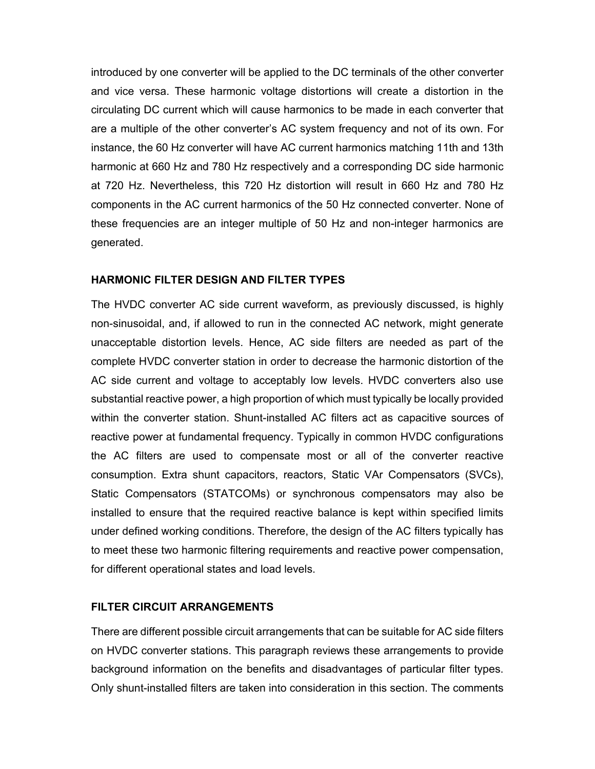introduced by one converter will be applied to the DC terminals of the other converter and vice versa. These harmonic voltage distortions will create a distortion in the circulating DC current which will cause harmonics to be made in each converter that are a multiple of the other converter's AC system frequency and not of its own. For instance, the 60 Hz converter will have AC current harmonics matching 11th and 13th harmonic at 660 Hz and 780 Hz respectively and a corresponding DC side harmonic at 720 Hz. Nevertheless, this 720 Hz distortion will result in 660 Hz and 780 Hz components in the AC current harmonics of the 50 Hz connected converter. None of these frequencies are an integer multiple of 50 Hz and non-integer harmonics are generated.

### HARMONIC FILTER DESIGN AND FILTER TYPES

The HVDC converter AC side current waveform, as previously discussed, is highly non-sinusoidal, and, if allowed to run in the connected AC network, might generate unacceptable distortion levels. Hence, AC side filters are needed as part of the complete HVDC converter station in order to decrease the harmonic distortion of the AC side current and voltage to acceptably low levels. HVDC converters also use substantial reactive power, a high proportion of which must typically be locally provided within the converter station. Shunt-installed AC filters act as capacitive sources of reactive power at fundamental frequency. Typically in common HVDC configurations the AC filters are used to compensate most or all of the converter reactive consumption. Extra shunt capacitors, reactors, Static VAr Compensators (SVCs), Static Compensators (STATCOMs) or synchronous compensators may also be installed to ensure that the required reactive balance is kept within specified limits under defined working conditions. Therefore, the design of the AC filters typically has to meet these two harmonic filtering requirements and reactive power compensation, for different operational states and load levels.

### FILTER CIRCUIT ARRANGEMENTS

There are different possible circuit arrangements that can be suitable for AC side filters on HVDC converter stations. This paragraph reviews these arrangements to provide background information on the benefits and disadvantages of particular filter types. Only shunt-installed filters are taken into consideration in this section. The comments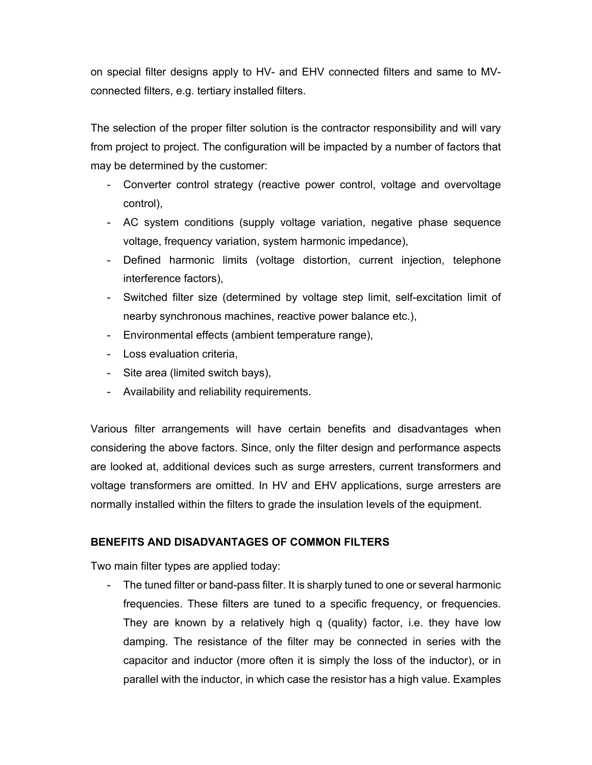on special filter designs apply to HV- and EHV connected filters and same to MV-connected filters, e.g. tertiary installed filters.

The selection of the proper filter solution is the contractor responsibility and will vary from project to project. The configuration will be impacted by a number of factors that may be determined by the customer:

- Converter control strategy (reactive power control, voltage and overvoltage control),
- AC system conditions (supply voltage variation, negative phase sequence voltage, frequency variation, system harmonic impedance),
- Defined harmonic limits (voltage distortion, current injection, telephone interference factors),
- Switched filter size (determined by voltage step limit, self-excitation limit of nearby synchronous machines, reactive power balance etc.),
- Environmental effects (ambient temperature range),
- Loss evaluation criteria,
- Site area (limited switch bays),
- Availability and reliability requirements.

Various filter arrangements will have certain benefits and disadvantages when considering the above factors. Since, only the filter design and performance aspects are looked at, additional devices such as surge arresters, current transformers and voltage transformers are omitted. In HV and EHV applications, surge arresters are normally installed within the filters to grade the insulation levels of the equipment.

## BENEFITS AND DISADVANTAGES OF COMMON FILTERS

Two main filter types are applied today:

- The tuned filter or band-pass filter. It is sharply tuned to one or several harmonic frequencies. These filters are tuned to a specific frequency, or frequencies. They are known by a relatively high q (quality) factor, i.e. they have low damping. The resistance of the filter may be connected in series with the capacitor and inductor (more often it is simply the loss of the inductor), or in parallel with the inductor, in which case the resistor has a high value. Examples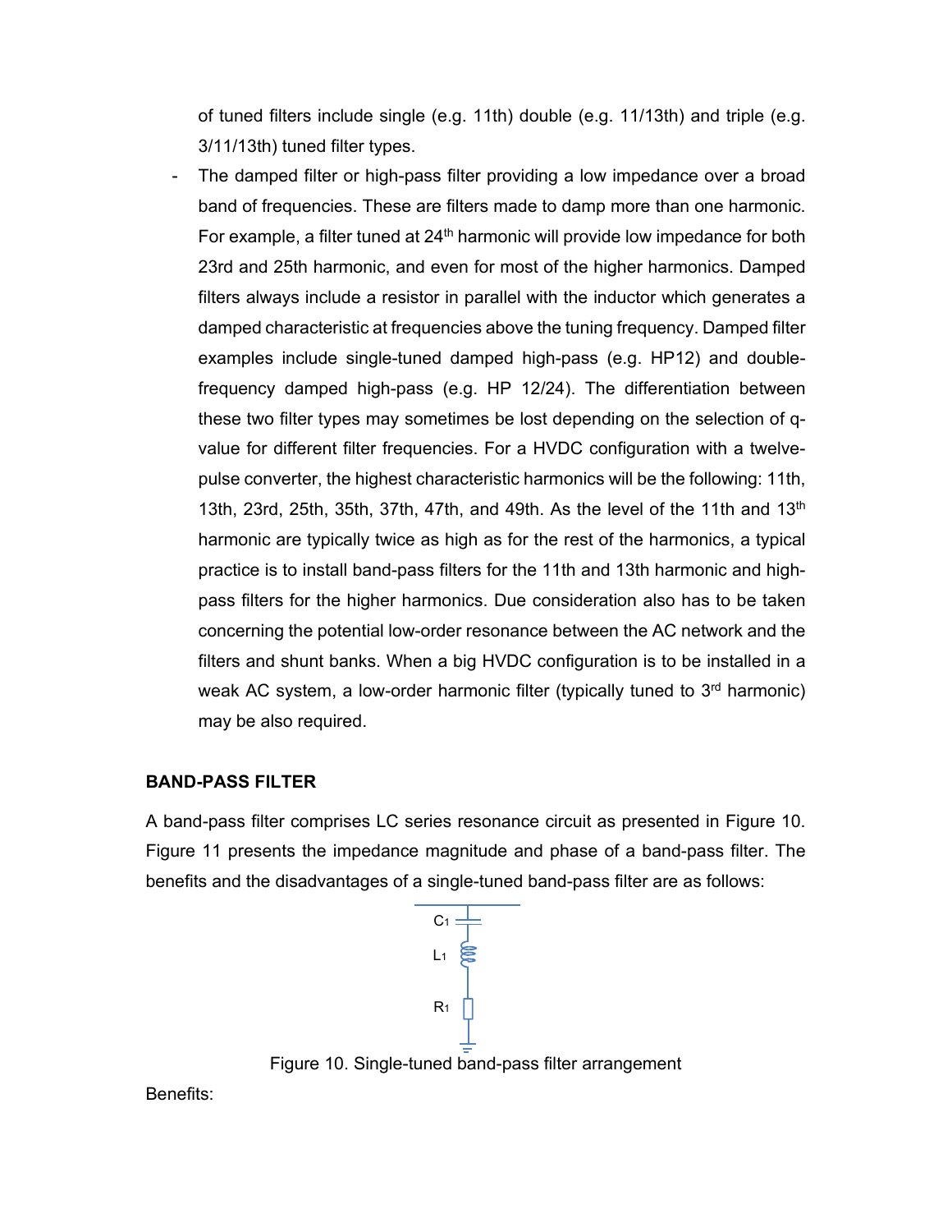of tuned filters include single (e.g. 11th) double (e.g. 11/13th) and triple (e.g. 3/11/13th) tuned filter types.

- The damped filter or high-pass filter providing a low impedance over a broad band of frequencies. These are filters made to damp more than one harmonic. For example, a filter tuned at 24th harmonic will provide low impedance for both 23rd and 25th harmonic, and even for most of the higher harmonics. Damped filters always include a resistor in parallel with the inductor which generates a damped characteristic at frequencies above the tuning frequency. Damped filter examples include single-tuned damped high-pass (e.g. HP12) and double-frequency damped high-pass (e.g. HP 12/24). The differentiation between these two filter types may sometimes be lost depending on the selection of q-value for different filter frequencies. For a HVDC configuration with a twelve-pulse converter, the highest characteristic harmonics will be the following: 11th, 13th, 23rd, 25th, 35th, 37th, 47th, and 49th. As the level of the 11th and 13th harmonic are typically twice as high as for the rest of the harmonics, a typical practice is to install band-pass filters for the 11th and 13th harmonic and high-pass filters for the higher harmonics. Due consideration also has to be taken concerning the potential low-order resonance between the AC network and the filters and shunt banks. When a big HVDC configuration is to be installed in a weak AC system, a low-order harmonic filter (typically tuned to 3rd harmonic) may be also required.

**BAND-PASS FILTER**

A band-pass filter comprises LC series resonance circuit as presented in Figure 10. Figure 11 presents the impedance magnitude and phase of a band-pass filter. The benefits and the disadvantages of a single-tuned band-pass filter are as follows:

$C_1$

$L_1$

$R_1$

Figure 10. Single-tuned band-pass filter arrangement

Benefits: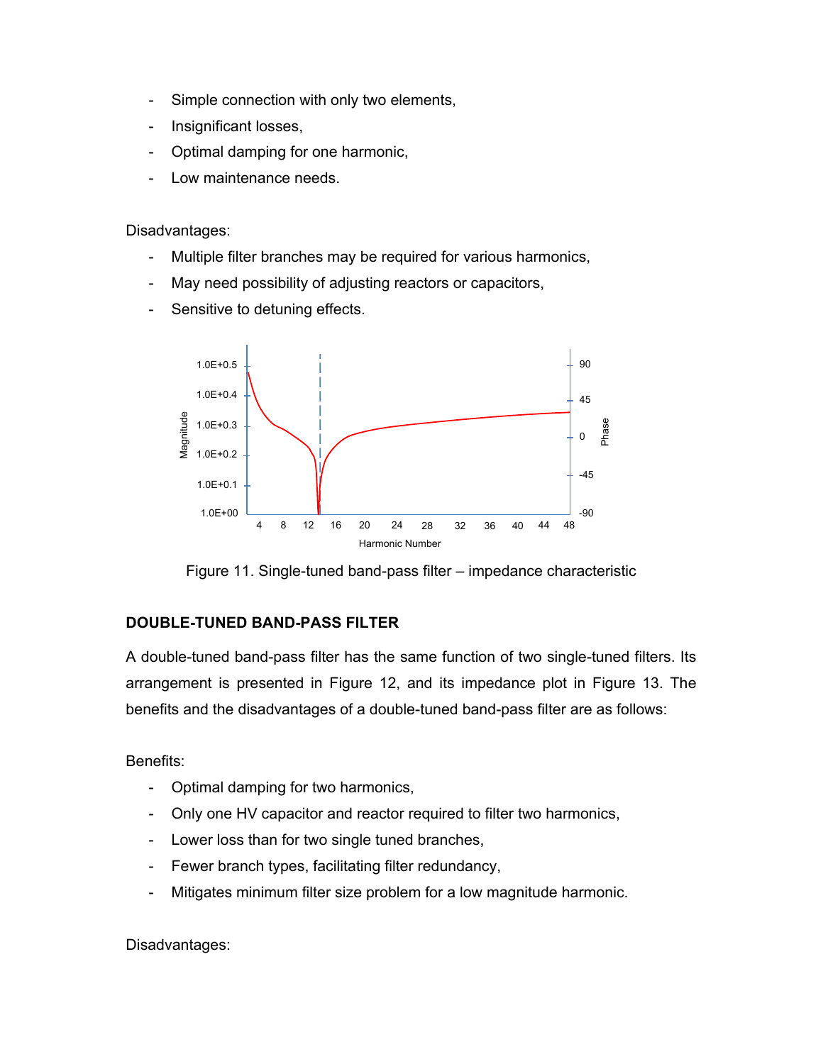- Simple connection with only two elements,
- Insignificant losses,
- Optimal damping for one harmonic,
- Low maintenance needs.

Disadvantages:

- Multiple filter branches may be required for various harmonics,
- May need possibility of adjusting reactors or capacitors,
- Sensitive to detuning effects.

Figure 11. Single-tuned band-pass filter – impedance characteristic

## DOUBLE-TUNED BAND-PASS FILTER

A double-tuned band-pass filter has the same function of two single-tuned filters. Its arrangement is presented in Figure 12, and its impedance plot in Figure 13. The benefits and the disadvantages of a double-tuned band-pass filter are as follows:

Benefits:

- Optimal damping for two harmonics,
- Only one HV capacitor and reactor required to filter two harmonics,
- Lower loss than for two single tuned branches,
- Fewer branch types, facilitating filter redundancy,
- Mitigates minimum filter size problem for a low magnitude harmonic.

Disadvantages: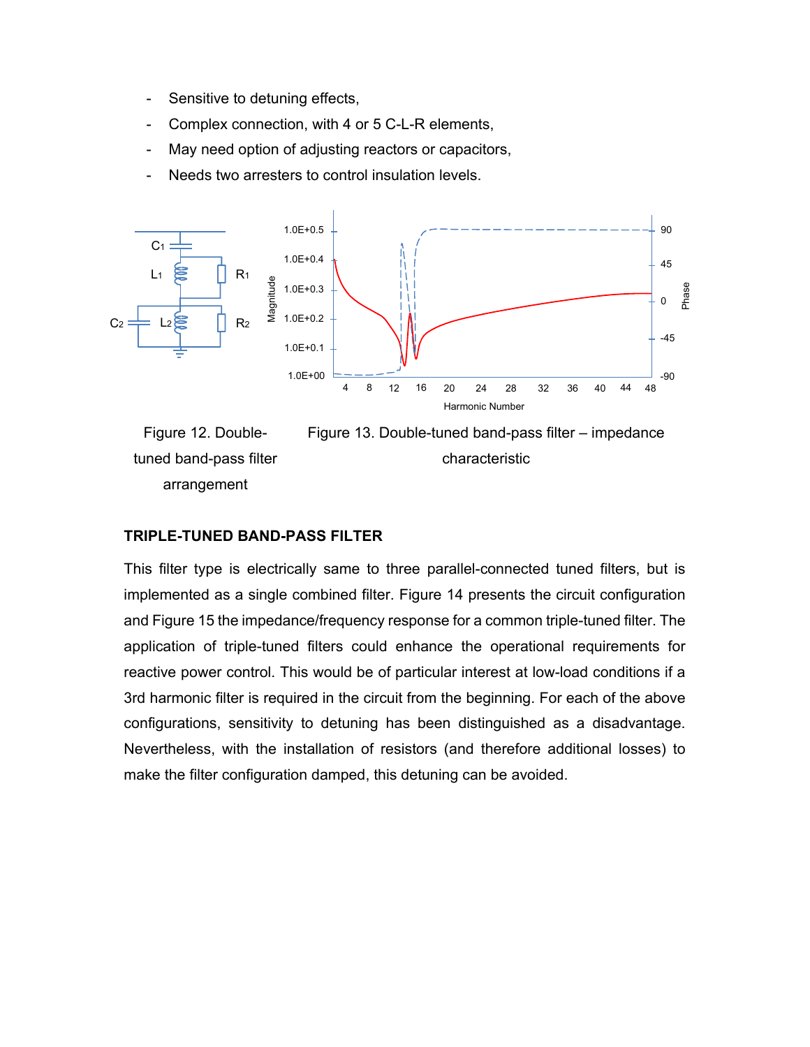- Sensitive to detuning effects,
- Complex connection, with 4 or 5 C-L-R elements,
- May need option of adjusting reactors or capacitors,
- Needs two arresters to control insulation levels.

Figure 12. Double-tuned band-pass filter arrangement

Figure 13. Double-tuned band-pass filter – impedance characteristic

### TRIPLE-TUNED BAND-PASS FILTER

This filter type is electrically same to three parallel-connected tuned filters, but is implemented as a single combined filter. Figure 14 presents the circuit configuration and Figure 15 the impedance/frequency response for a common triple-tuned filter. The application of triple-tuned filters could enhance the operational requirements for reactive power control. This would be of particular interest at low-load conditions if a 3rd harmonic filter is required in the circuit from the beginning. For each of the above configurations, sensitivity to detuning has been distinguished as a disadvantage. Nevertheless, with the installation of resistors (and therefore additional losses) to make the filter configuration damped, this detuning can be avoided.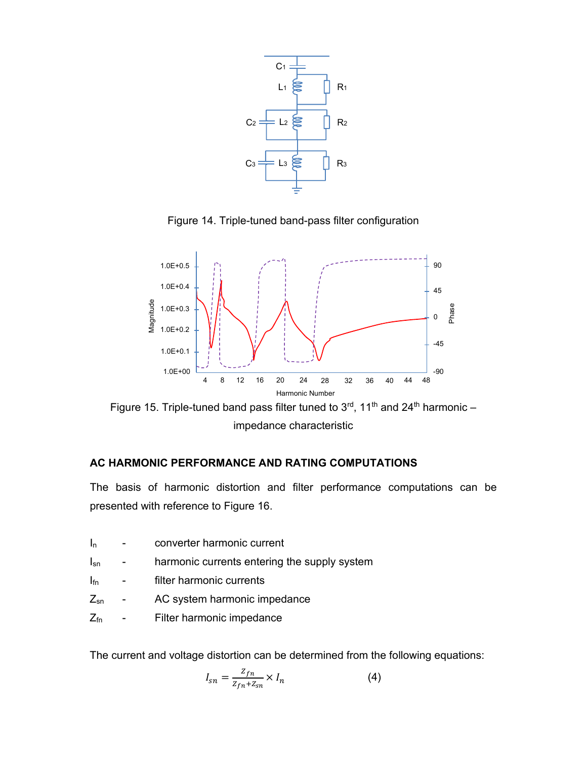Figure 14. Triple-tuned band-pass filter configuration

Figure 15. Triple-tuned band pass filter tuned to 3rd, 11th and 24th harmonic – impedance characteristic

## AC HARMONIC PERFORMANCE AND RATING COMPUTATIONS

The basis of harmonic distortion and filter performance computations can be presented with reference to Figure 16.

| | | |
|---|---|---|
| $I_n$ | - | converter harmonic current |
| $I_{sn}$ | - | harmonic currents entering the supply system |
| $I_{fn}$ | - | filter harmonic currents |
| $Z_{sn}$ | - | AC system harmonic impedance |
| $Z_{fn}$ | - | Filter harmonic impedance |

The current and voltage distortion can be determined from the following equations:

$$I_{sn} = \frac{Z_{fn}}{Z_{fn}+Z_{sn}} \times I_n \qquad (4)$$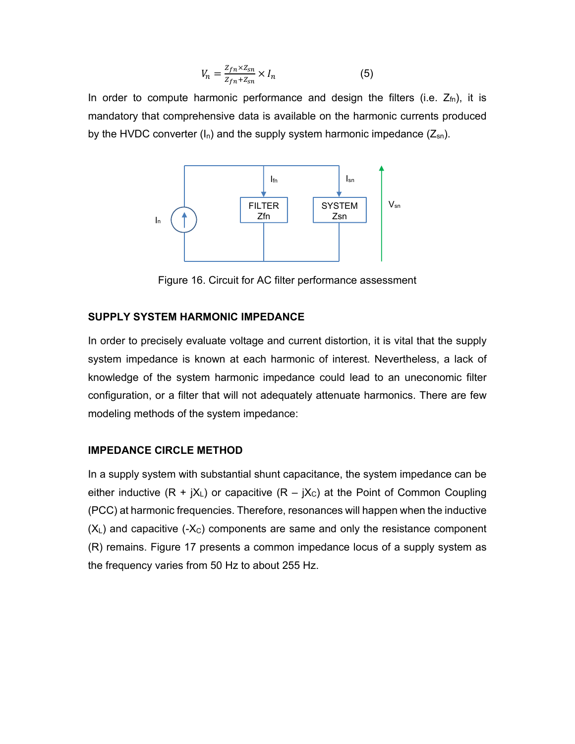$$V_n = \frac{Z_{fn} \times Z_{sn}}{Z_{fn} + Z_{sn}} \times I_n \qquad (5)$$

In order to compute harmonic performance and design the filters (i.e. $Z_{fn}$), it is mandatory that comprehensive data is available on the harmonic currents produced by the HVDC converter ($I_n$) and the supply system harmonic impedance ($Z_{sn}$).

Figure 16. Circuit for AC filter performance assessment

### SUPPLY SYSTEM HARMONIC IMPEDANCE

In order to precisely evaluate voltage and current distortion, it is vital that the supply system impedance is known at each harmonic of interest. Nevertheless, a lack of knowledge of the system harmonic impedance could lead to an uneconomic filter configuration, or a filter that will not adequately attenuate harmonics. There are few modeling methods of the system impedance:

### IMPEDANCE CIRCLE METHOD

In a supply system with substantial shunt capacitance, the system impedance can be either inductive ($R + jX_L$) or capacitive ($R – jX_C$) at the Point of Common Coupling (PCC) at harmonic frequencies. Therefore, resonances will happen when the inductive ($X_L$) and capacitive ($-X_C$) components are same and only the resistance component (R) remains. Figure 17 presents a common impedance locus of a supply system as the frequency varies from 50 Hz to about 255 Hz.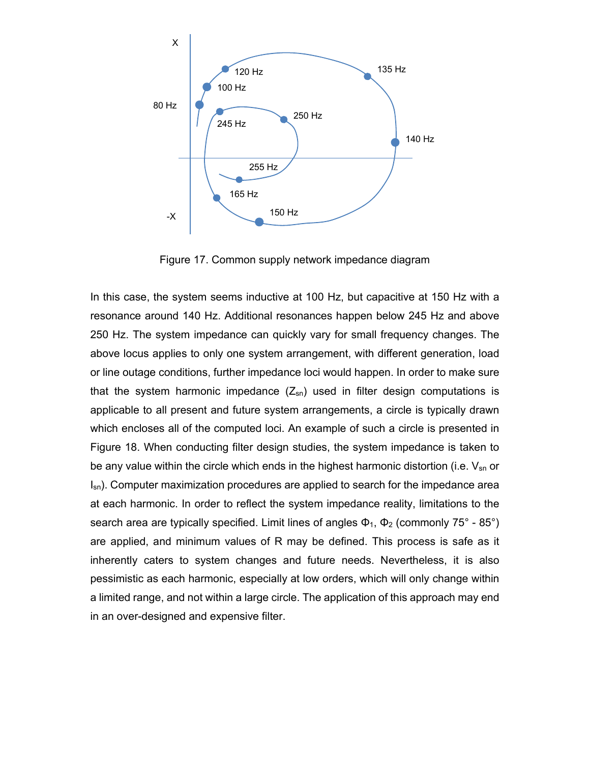Figure 17. Common supply network impedance diagram

In this case, the system seems inductive at 100 Hz, but capacitive at 150 Hz with a resonance around 140 Hz. Additional resonances happen below 245 Hz and above 250 Hz. The system impedance can quickly vary for small frequency changes. The above locus applies to only one system arrangement, with different generation, load or line outage conditions, further impedance loci would happen. In order to make sure that the system harmonic impedance ($Z_{sn}$) used in filter design computations is applicable to all present and future system arrangements, a circle is typically drawn which encloses all of the computed loci. An example of such a circle is presented in Figure 18. When conducting filter design studies, the system impedance is taken to be any value within the circle which ends in the highest harmonic distortion (i.e. $V_{sn}$ or $I_{sn}$). Computer maximization procedures are applied to search for the impedance area at each harmonic. In order to reflect the system impedance reality, limitations to the search area are typically specified. Limit lines of angles $\Phi_1$, $\Phi_2$ (commonly 75° - 85°) are applied, and minimum values of R may be defined. This process is safe as it inherently caters to system changes and future needs. Nevertheless, it is also pessimistic as each harmonic, especially at low orders, which will only change within a limited range, and not within a large circle. The application of this approach may end in an over-designed and expensive filter.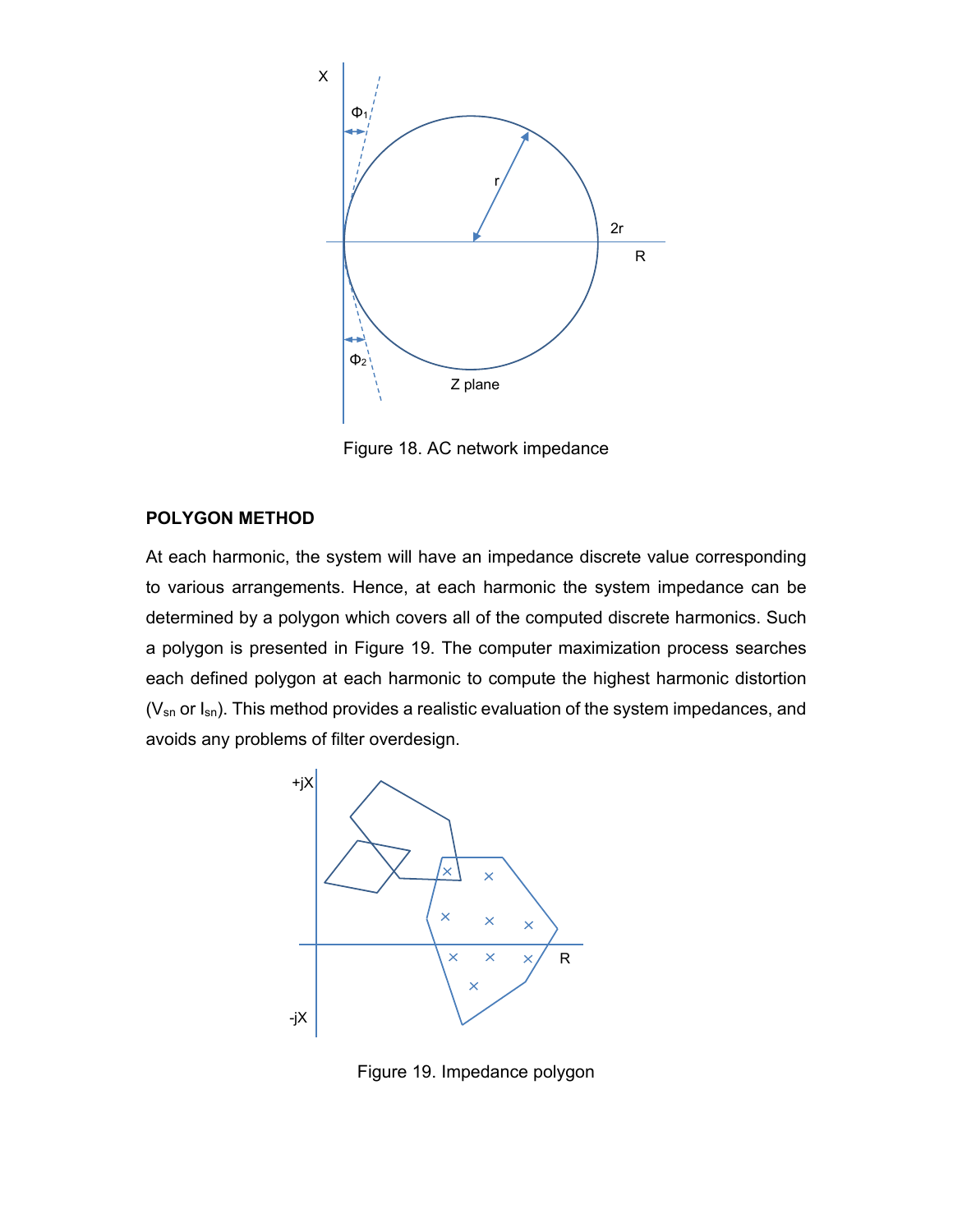Figure 18. AC network impedance

**POLYGON METHOD**

At each harmonic, the system will have an impedance discrete value corresponding to various arrangements. Hence, at each harmonic the system impedance can be determined by a polygon which covers all of the computed discrete harmonics. Such a polygon is presented in Figure 19. The computer maximization process searches each defined polygon at each harmonic to compute the highest harmonic distortion ($V_{sn}$ or $I_{sn}$). This method provides a realistic evaluation of the system impedances, and avoids any problems of filter overdesign.

Figure 19. Impedance polygon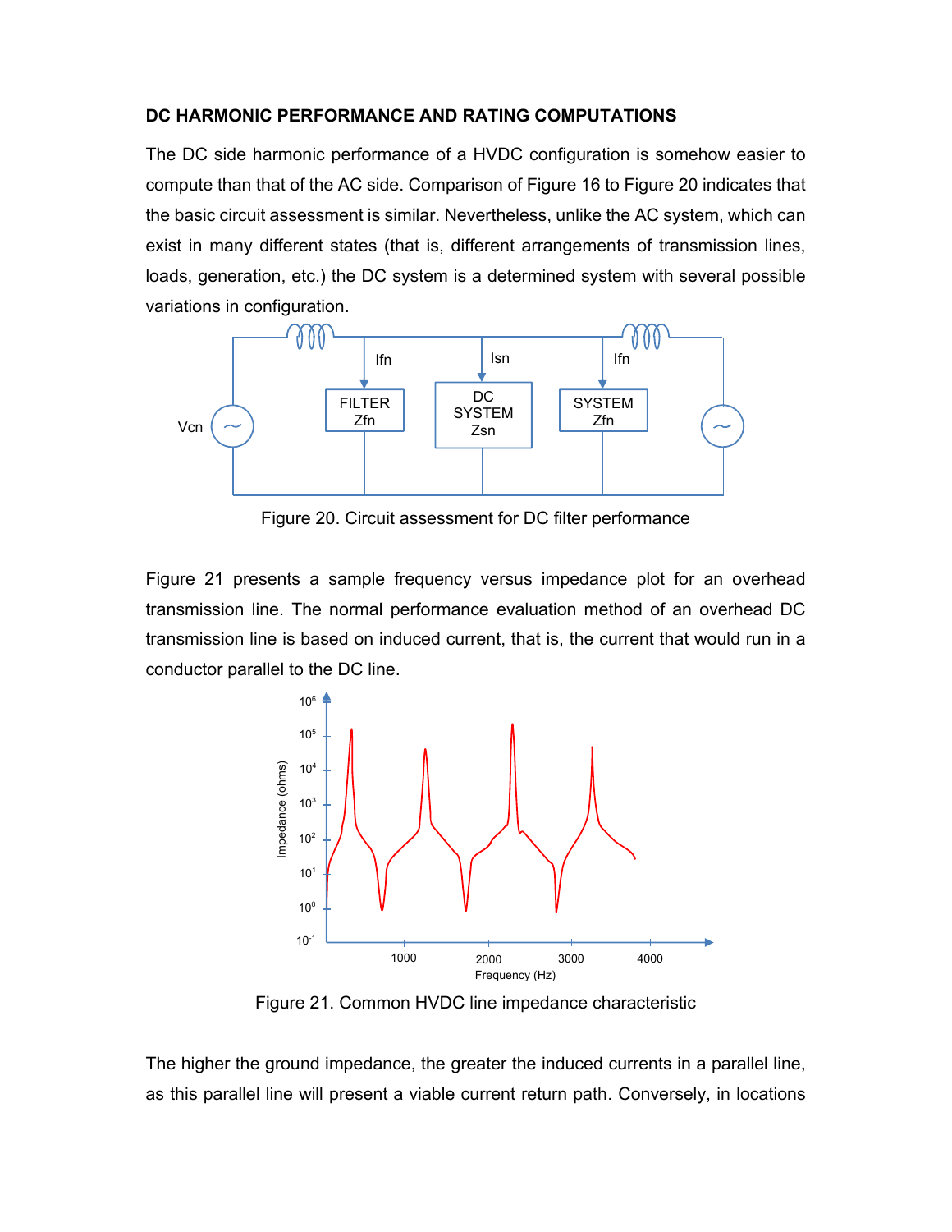**DC HARMONIC PERFORMANCE AND RATING COMPUTATIONS**

The DC side harmonic performance of a HVDC configuration is somehow easier to compute than that of the AC side. Comparison of Figure 16 to Figure 20 indicates that the basic circuit assessment is similar. Nevertheless, unlike the AC system, which can exist in many different states (that is, different arrangements of transmission lines, loads, generation, etc.) the DC system is a determined system with several possible variations in configuration.

Figure 20. Circuit assessment for DC filter performance

Figure 21 presents a sample frequency versus impedance plot for an overhead transmission line. The normal performance evaluation method of an overhead DC transmission line is based on induced current, that is, the current that would run in a conductor parallel to the DC line.

Figure 21. Common HVDC line impedance characteristic

The higher the ground impedance, the greater the induced currents in a parallel line, as this parallel line will present a viable current return path. Conversely, in locations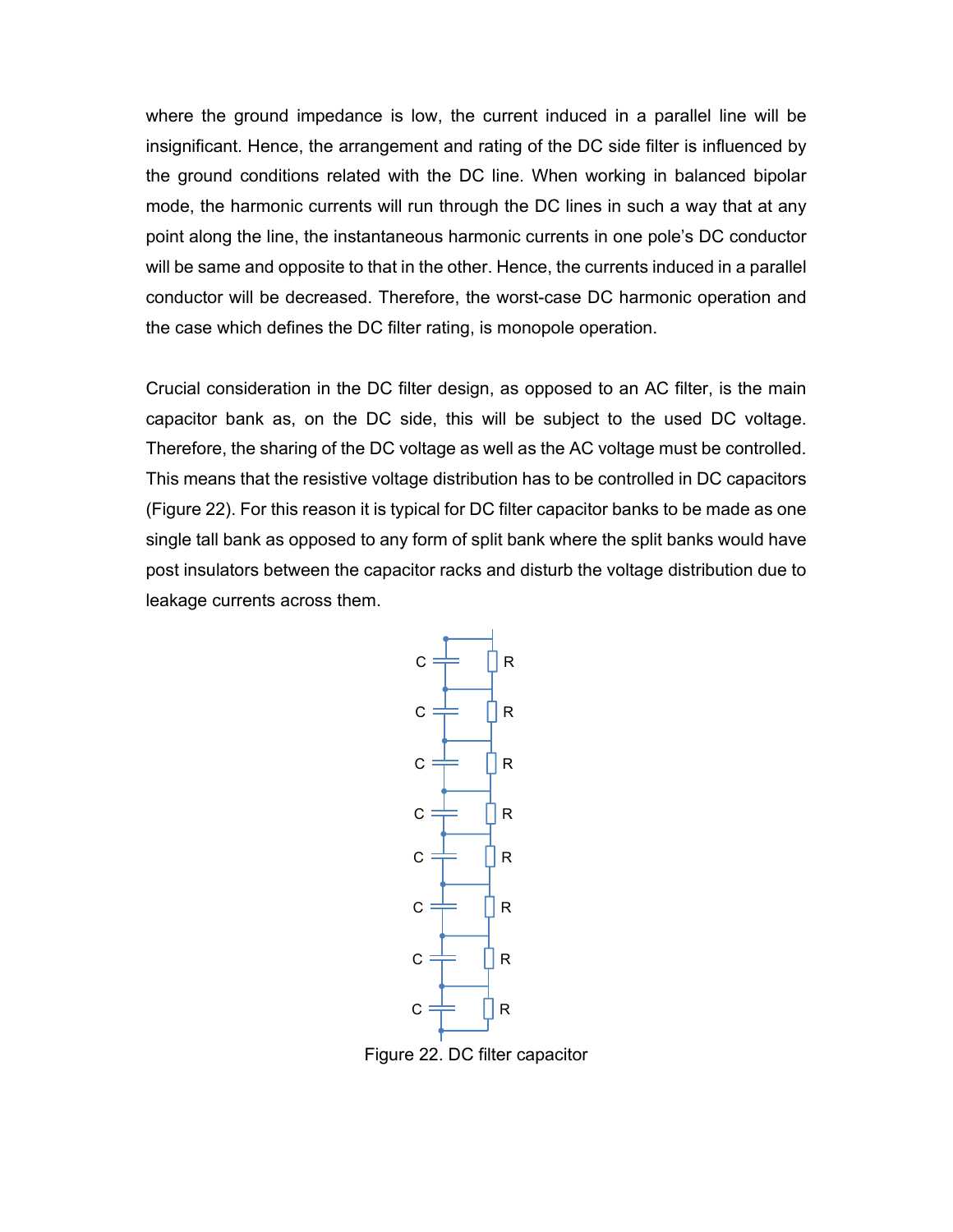where the ground impedance is low, the current induced in a parallel line will be insignificant. Hence, the arrangement and rating of the DC side filter is influenced by the ground conditions related with the DC line. When working in balanced bipolar mode, the harmonic currents will run through the DC lines in such a way that at any point along the line, the instantaneous harmonic currents in one pole's DC conductor will be same and opposite to that in the other. Hence, the currents induced in a parallel conductor will be decreased. Therefore, the worst-case DC harmonic operation and the case which defines the DC filter rating, is monopole operation.

Crucial consideration in the DC filter design, as opposed to an AC filter, is the main capacitor bank as, on the DC side, this will be subject to the used DC voltage. Therefore, the sharing of the DC voltage as well as the AC voltage must be controlled. This means that the resistive voltage distribution has to be controlled in DC capacitors (Figure 22). For this reason it is typical for DC filter capacitor banks to be made as one single tall bank as opposed to any form of split bank where the split banks would have post insulators between the capacitor racks and disturb the voltage distribution due to leakage currents across them.

Figure 22. DC filter capacitor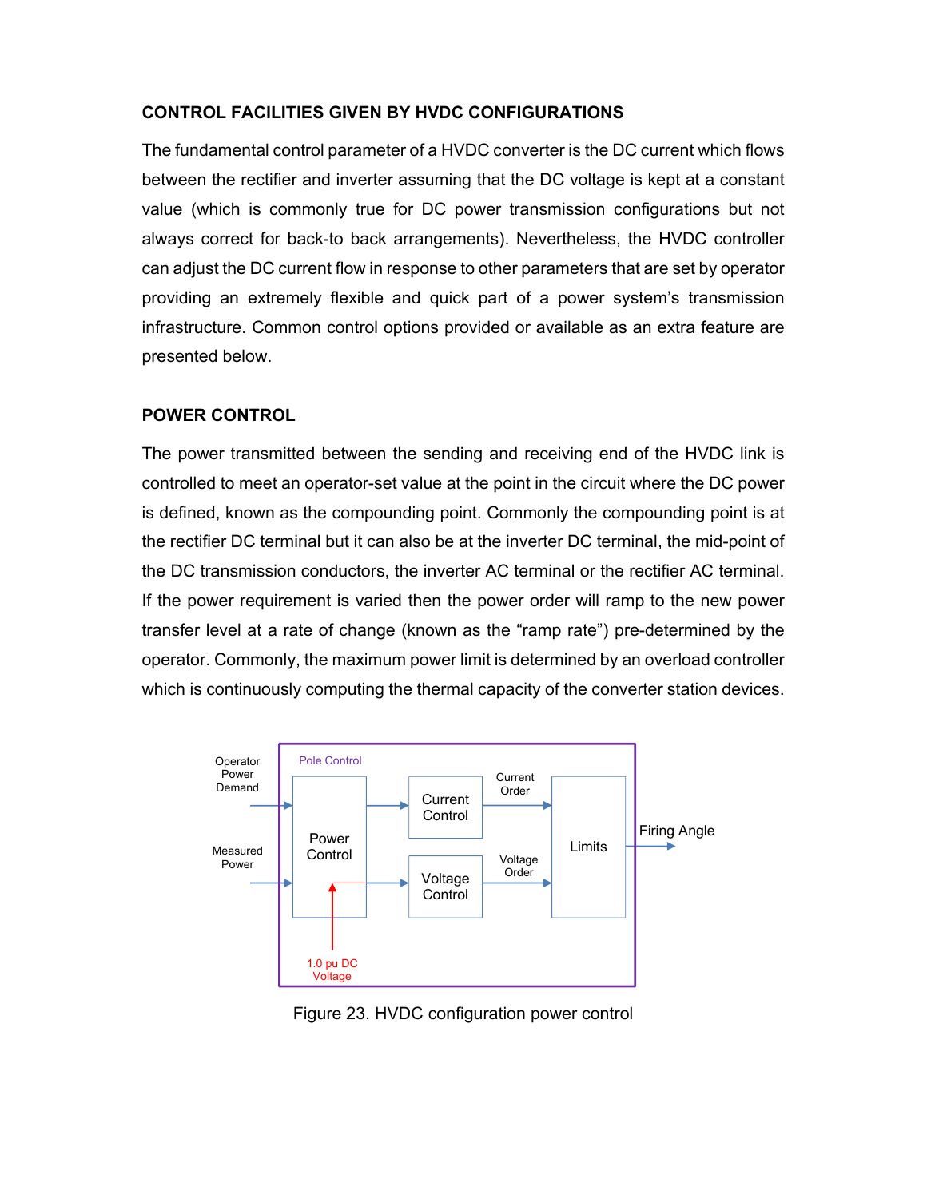## CONTROL FACILITIES GIVEN BY HVDC CONFIGURATIONS

The fundamental control parameter of a HVDC converter is the DC current which flows between the rectifier and inverter assuming that the DC voltage is kept at a constant value (which is commonly true for DC power transmission configurations but not always correct for back-to back arrangements). Nevertheless, the HVDC controller can adjust the DC current flow in response to other parameters that are set by operator providing an extremely flexible and quick part of a power system's transmission infrastructure. Common control options provided or available as an extra feature are presented below.

## POWER CONTROL

The power transmitted between the sending and receiving end of the HVDC link is controlled to meet an operator-set value at the point in the circuit where the DC power is defined, known as the compounding point. Commonly the compounding point is at the rectifier DC terminal but it can also be at the inverter DC terminal, the mid-point of the DC transmission conductors, the inverter AC terminal or the rectifier AC terminal. If the power requirement is varied then the power order will ramp to the new power transfer level at a rate of change (known as the "ramp rate") pre-determined by the operator. Commonly, the maximum power limit is determined by an overload controller which is continuously computing the thermal capacity of the converter station devices.

Figure 23. HVDC configuration power control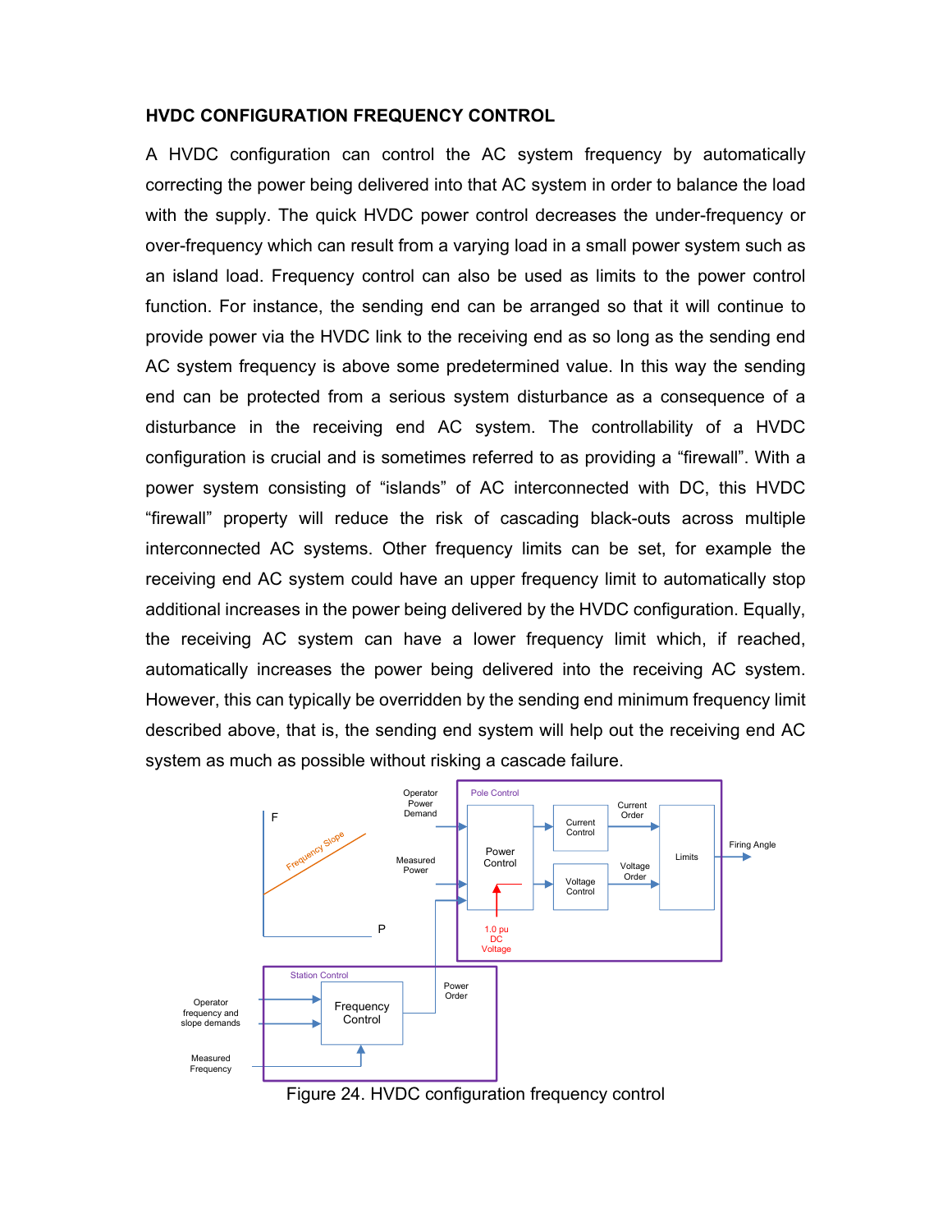**HVDC CONFIGURATION FREQUENCY CONTROL**

A HVDC configuration can control the AC system frequency by automatically correcting the power being delivered into that AC system in order to balance the load with the supply. The quick HVDC power control decreases the under-frequency or over-frequency which can result from a varying load in a small power system such as an island load. Frequency control can also be used as limits to the power control function. For instance, the sending end can be arranged so that it will continue to provide power via the HVDC link to the receiving end as so long as the sending end AC system frequency is above some predetermined value. In this way the sending end can be protected from a serious system disturbance as a consequence of a disturbance in the receiving end AC system. The controllability of a HVDC configuration is crucial and is sometimes referred to as providing a “firewall”. With a power system consisting of “islands” of AC interconnected with DC, this HVDC “firewall” property will reduce the risk of cascading black-outs across multiple interconnected AC systems. Other frequency limits can be set, for example the receiving end AC system could have an upper frequency limit to automatically stop additional increases in the power being delivered by the HVDC configuration. Equally, the receiving AC system can have a lower frequency limit which, if reached, automatically increases the power being delivered into the receiving AC system. However, this can typically be overridden by the sending end minimum frequency limit described above, that is, the sending end system will help out the receiving end AC system as much as possible without risking a cascade failure.

Figure 24. HVDC configuration frequency control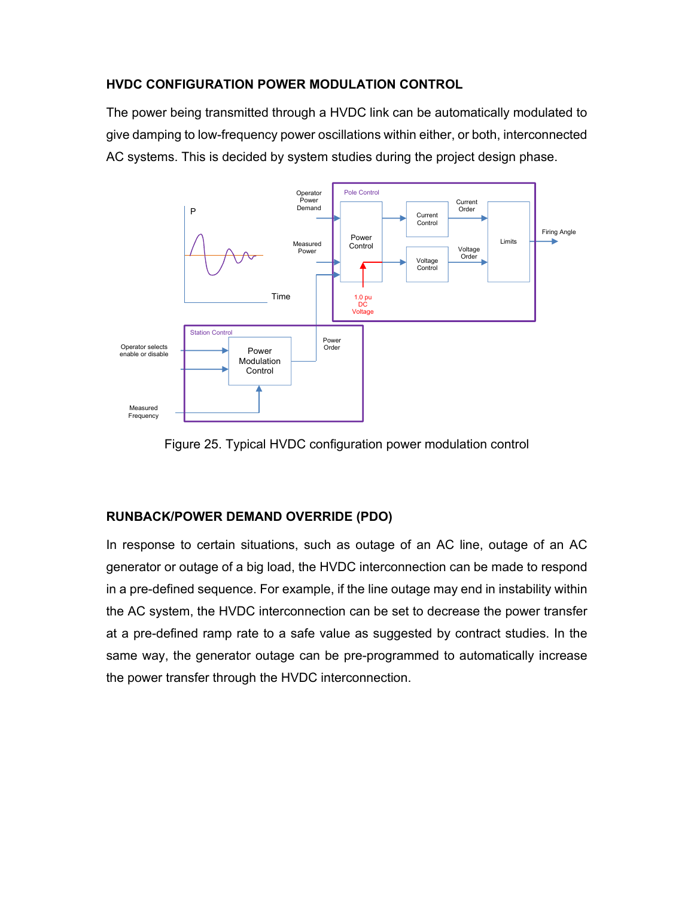## HVDC CONFIGURATION POWER MODULATION CONTROL

The power being transmitted through a HVDC link can be automatically modulated to give damping to low-frequency power oscillations within either, or both, interconnected AC systems. This is decided by system studies during the project design phase.

Figure 25. Typical HVDC configuration power modulation control

## RUNBACK/POWER DEMAND OVERRIDE (PDO)

In response to certain situations, such as outage of an AC line, outage of an AC generator or outage of a big load, the HVDC interconnection can be made to respond in a pre-defined sequence. For example, if the line outage may end in instability within the AC system, the HVDC interconnection can be set to decrease the power transfer at a pre-defined ramp rate to a safe value as suggested by contract studies. In the same way, the generator outage can be pre-programmed to automatically increase the power transfer through the HVDC interconnection.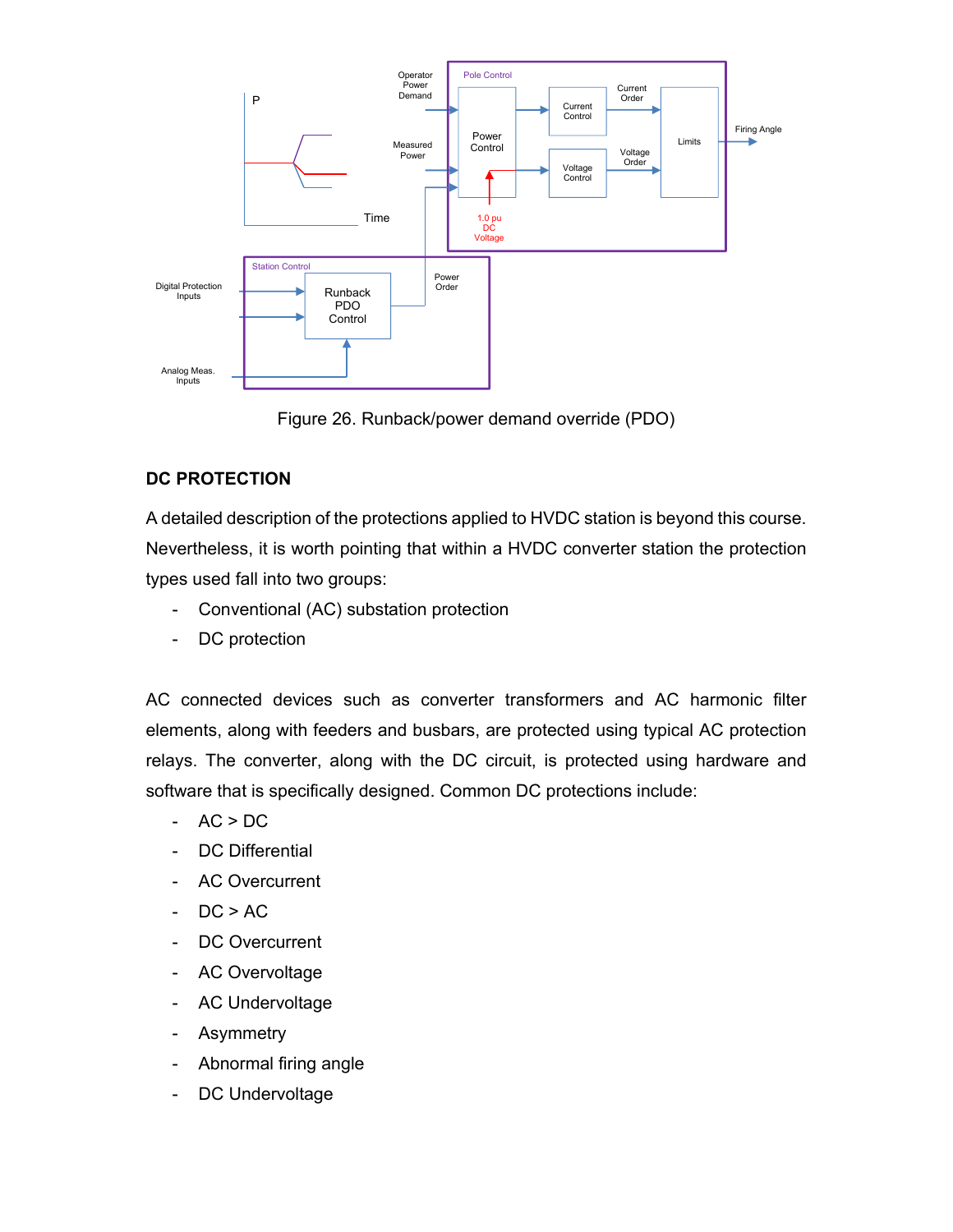Figure 26. Runback/power demand override (PDO)

## DC PROTECTION

A detailed description of the protections applied to HVDC station is beyond this course. Nevertheless, it is worth pointing that within a HVDC converter station the protection types used fall into two groups:

- Conventional (AC) substation protection
- DC protection

AC connected devices such as converter transformers and AC harmonic filter elements, along with feeders and busbars, are protected using typical AC protection relays. The converter, along with the DC circuit, is protected using hardware and software that is specifically designed. Common DC protections include:

- AC > DC
- DC Differential
- AC Overcurrent
- DC > AC
- DC Overcurrent
- AC Overvoltage
- AC Undervoltage
- Asymmetry
- Abnormal firing angle
- DC Undervoltage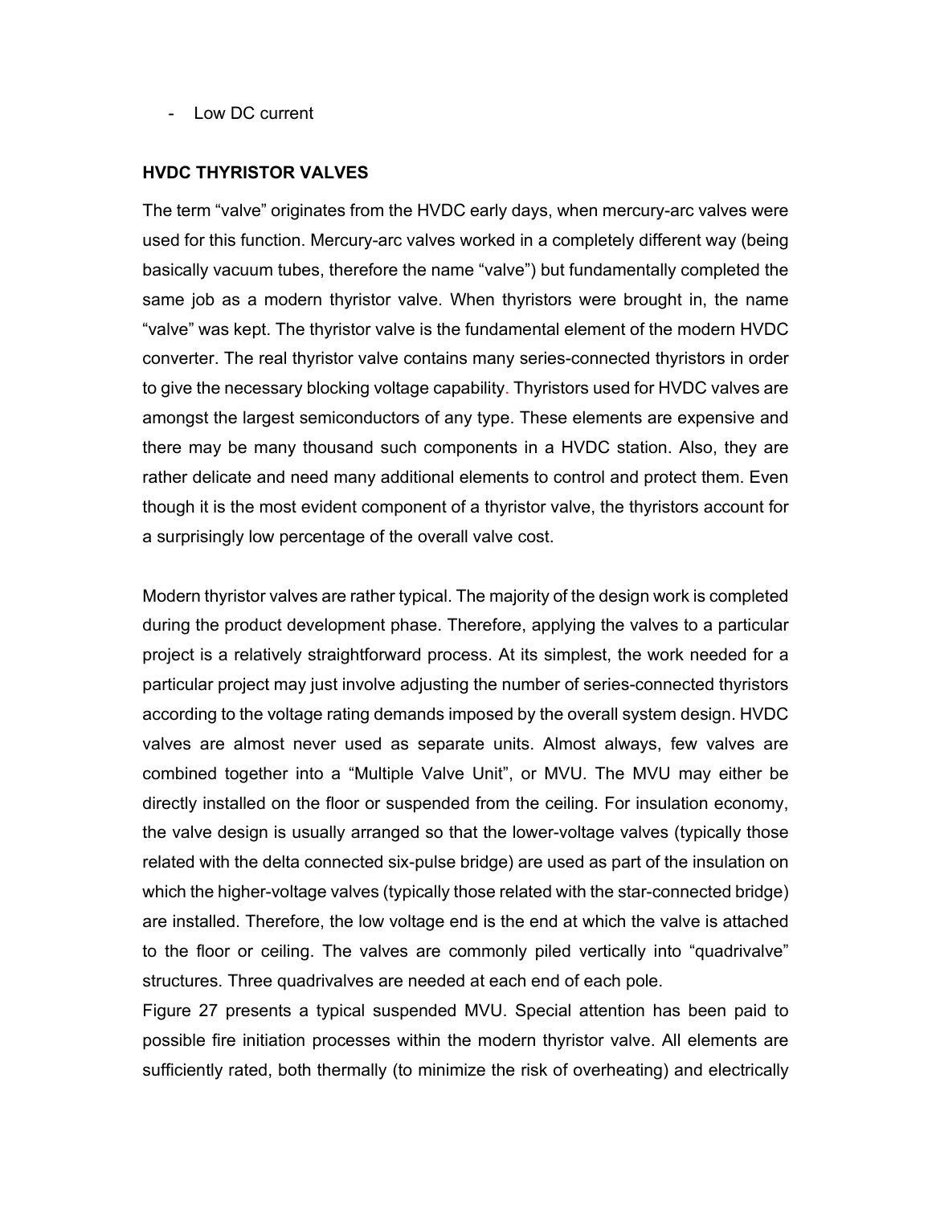- Low DC current

**HVDC THYRISTOR VALVES**

The term “valve” originates from the HVDC early days, when mercury-arc valves were used for this function. Mercury-arc valves worked in a completely different way (being basically vacuum tubes, therefore the name “valve”) but fundamentally completed the same job as a modern thyristor valve. When thyristors were brought in, the name “valve” was kept. The thyristor valve is the fundamental element of the modern HVDC converter. The real thyristor valve contains many series-connected thyristors in order to give the necessary blocking voltage capability. Thyristors used for HVDC valves are amongst the largest semiconductors of any type. These elements are expensive and there may be many thousand such components in a HVDC station. Also, they are rather delicate and need many additional elements to control and protect them. Even though it is the most evident component of a thyristor valve, the thyristors account for a surprisingly low percentage of the overall valve cost.

Modern thyristor valves are rather typical. The majority of the design work is completed during the product development phase. Therefore, applying the valves to a particular project is a relatively straightforward process. At its simplest, the work needed for a particular project may just involve adjusting the number of series-connected thyristors according to the voltage rating demands imposed by the overall system design. HVDC valves are almost never used as separate units. Almost always, few valves are combined together into a “Multiple Valve Unit”, or MVU. The MVU may either be directly installed on the floor or suspended from the ceiling. For insulation economy, the valve design is usually arranged so that the lower-voltage valves (typically those related with the delta connected six-pulse bridge) are used as part of the insulation on which the higher-voltage valves (typically those related with the star-connected bridge) are installed. Therefore, the low voltage end is the end at which the valve is attached to the floor or ceiling. The valves are commonly piled vertically into “quadrivalve” structures. Three quadrivalves are needed at each end of each pole.

Figure 27 presents a typical suspended MVU. Special attention has been paid to possible fire initiation processes within the modern thyristor valve. All elements are sufficiently rated, both thermally (to minimize the risk of overheating) and electrically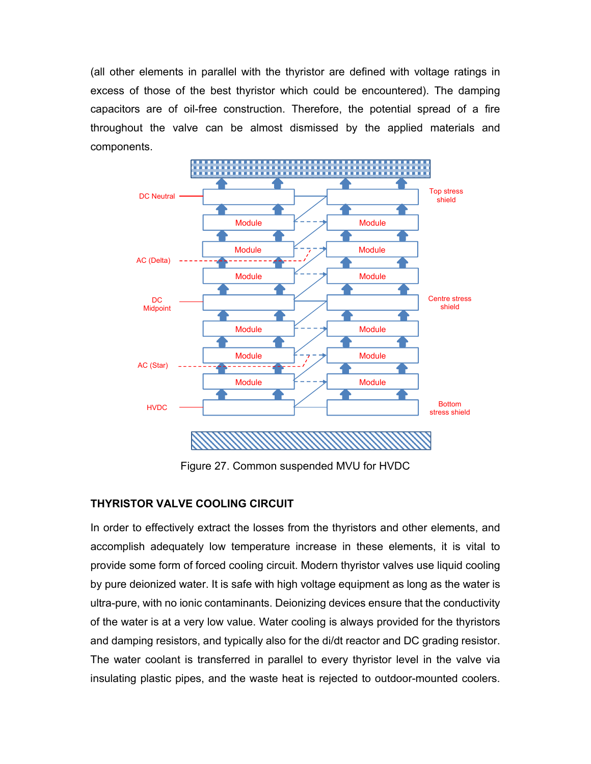(all other elements in parallel with the thyristor are defined with voltage ratings in excess of those of the best thyristor which could be encountered). The damping capacitors are of oil-free construction. Therefore, the potential spread of a fire throughout the valve can be almost dismissed by the applied materials and components.

Figure 27. Common suspended MVU for HVDC

### THYRISTOR VALVE COOLING CIRCUIT

In order to effectively extract the losses from the thyristors and other elements, and accomplish adequately low temperature increase in these elements, it is vital to provide some form of forced cooling circuit. Modern thyristor valves use liquid cooling by pure deionized water. It is safe with high voltage equipment as long as the water is ultra-pure, with no ionic contaminants. Deionizing devices ensure that the conductivity of the water is at a very low value. Water cooling is always provided for the thyristors and damping resistors, and typically also for the di/dt reactor and DC grading resistor. The water coolant is transferred in parallel to every thyristor level in the valve via insulating plastic pipes, and the waste heat is rejected to outdoor-mounted coolers.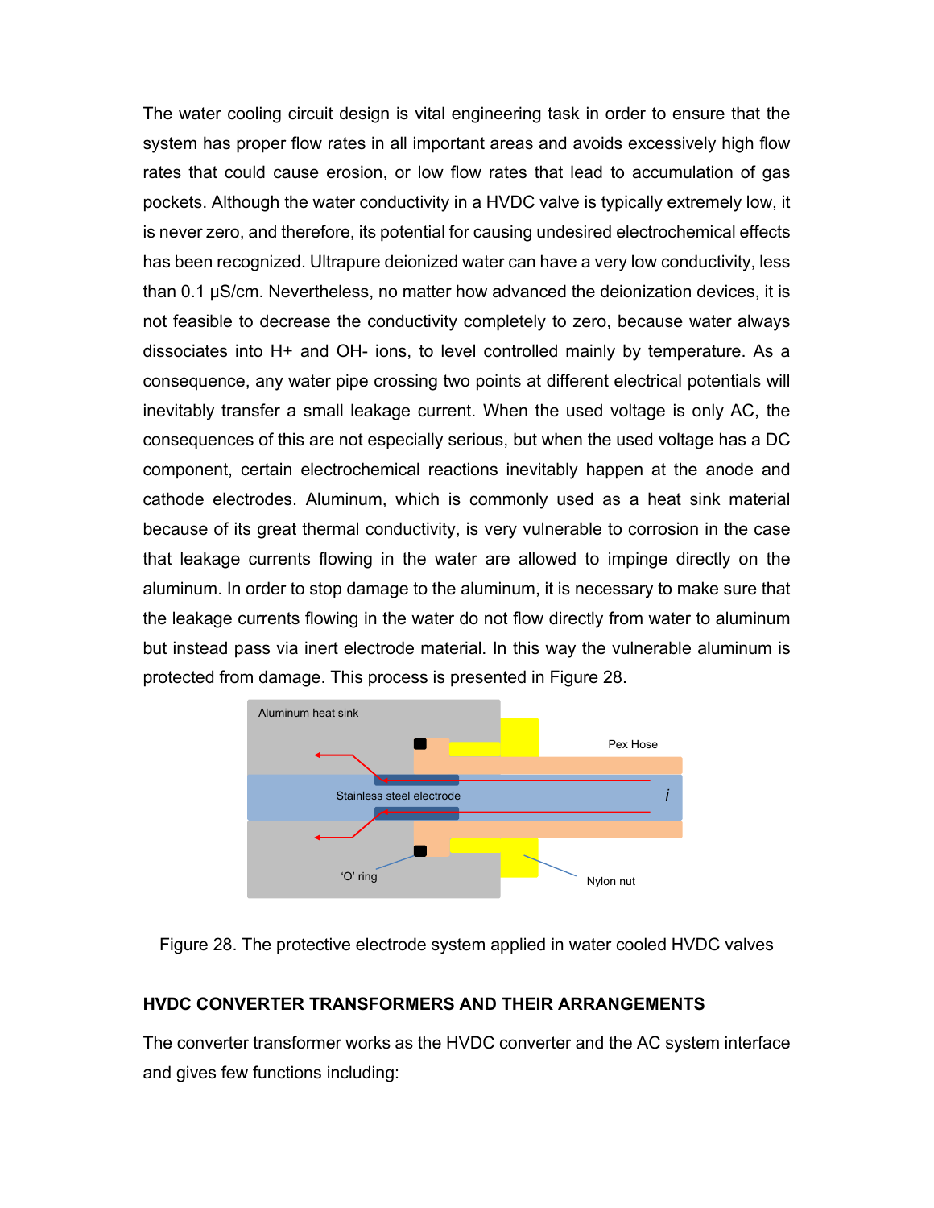The water cooling circuit design is vital engineering task in order to ensure that the system has proper flow rates in all important areas and avoids excessively high flow rates that could cause erosion, or low flow rates that lead to accumulation of gas pockets. Although the water conductivity in a HVDC valve is typically extremely low, it is never zero, and therefore, its potential for causing undesired electrochemical effects has been recognized. Ultrapure deionized water can have a very low conductivity, less than 0.1 μS/cm. Nevertheless, no matter how advanced the deionization devices, it is not feasible to decrease the conductivity completely to zero, because water always dissociates into H+ and OH- ions, to level controlled mainly by temperature. As a consequence, any water pipe crossing two points at different electrical potentials will inevitably transfer a small leakage current. When the used voltage is only AC, the consequences of this are not especially serious, but when the used voltage has a DC component, certain electrochemical reactions inevitably happen at the anode and cathode electrodes. Aluminum, which is commonly used as a heat sink material because of its great thermal conductivity, is very vulnerable to corrosion in the case that leakage currents flowing in the water are allowed to impinge directly on the aluminum. In order to stop damage to the aluminum, it is necessary to make sure that the leakage currents flowing in the water do not flow directly from water to aluminum but instead pass via inert electrode material. In this way the vulnerable aluminum is protected from damage. This process is presented in Figure 28.

Figure 28. The protective electrode system applied in water cooled HVDC valves

## HVDC CONVERTER TRANSFORMERS AND THEIR ARRANGEMENTS

The converter transformer works as the HVDC converter and the AC system interface and gives few functions including: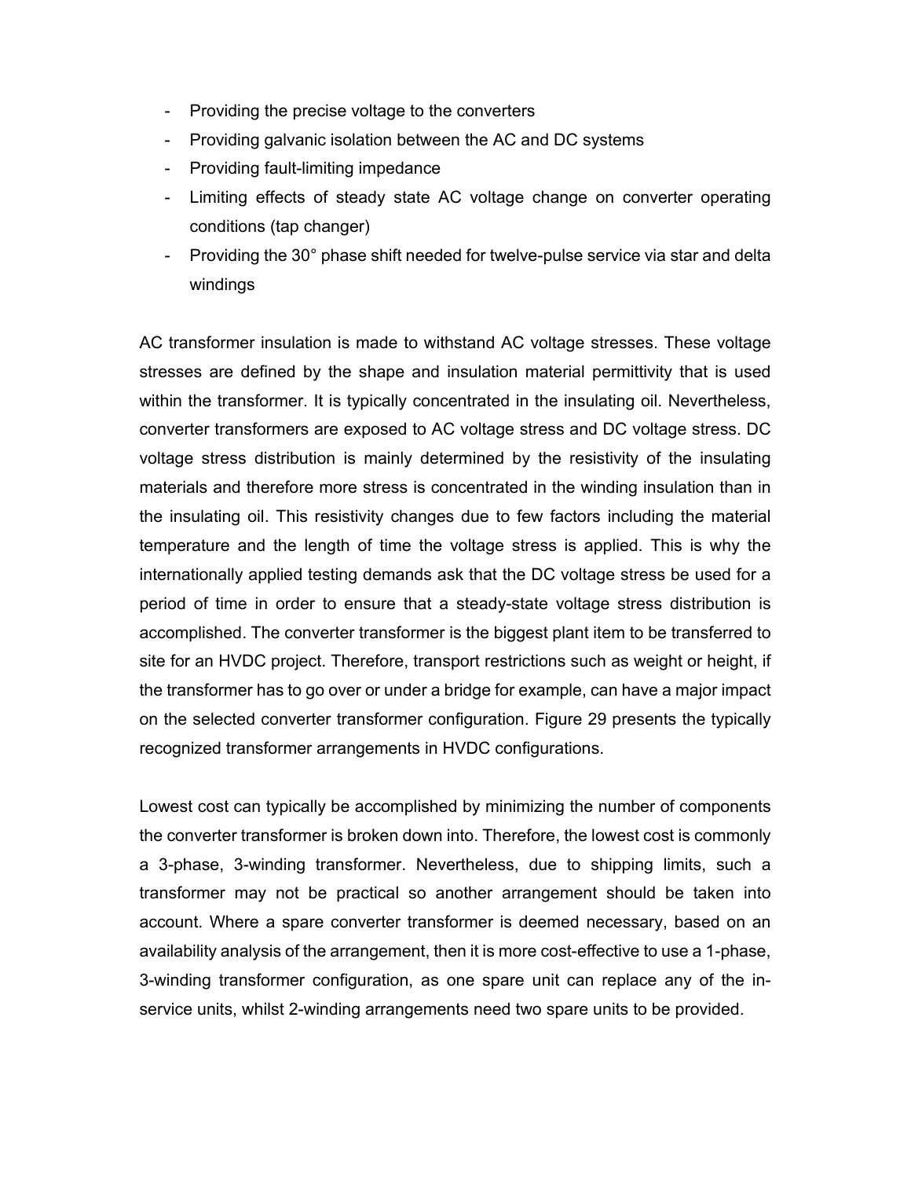- Providing the precise voltage to the converters
- Providing galvanic isolation between the AC and DC systems
- Providing fault-limiting impedance
- Limiting effects of steady state AC voltage change on converter operating conditions (tap changer)
- Providing the 30° phase shift needed for twelve-pulse service via star and delta windings

AC transformer insulation is made to withstand AC voltage stresses. These voltage stresses are defined by the shape and insulation material permittivity that is used within the transformer. It is typically concentrated in the insulating oil. Nevertheless, converter transformers are exposed to AC voltage stress and DC voltage stress. DC voltage stress distribution is mainly determined by the resistivity of the insulating materials and therefore more stress is concentrated in the winding insulation than in the insulating oil. This resistivity changes due to few factors including the material temperature and the length of time the voltage stress is applied. This is why the internationally applied testing demands ask that the DC voltage stress be used for a period of time in order to ensure that a steady-state voltage stress distribution is accomplished. The converter transformer is the biggest plant item to be transferred to site for an HVDC project. Therefore, transport restrictions such as weight or height, if the transformer has to go over or under a bridge for example, can have a major impact on the selected converter transformer configuration. Figure 29 presents the typically recognized transformer arrangements in HVDC configurations.

Lowest cost can typically be accomplished by minimizing the number of components the converter transformer is broken down into. Therefore, the lowest cost is commonly a 3-phase, 3-winding transformer. Nevertheless, due to shipping limits, such a transformer may not be practical so another arrangement should be taken into account. Where a spare converter transformer is deemed necessary, based on an availability analysis of the arrangement, then it is more cost-effective to use a 1-phase, 3-winding transformer configuration, as one spare unit can replace any of the in-service units, whilst 2-winding arrangements need two spare units to be provided.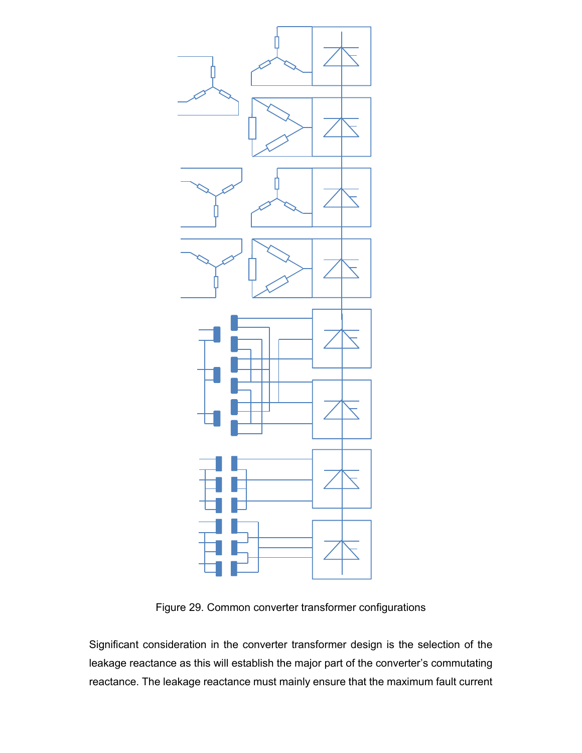Figure 29. Common converter transformer configurations

Significant consideration in the converter transformer design is the selection of the leakage reactance as this will establish the major part of the converter's commutating reactance. The leakage reactance must mainly ensure that the maximum fault current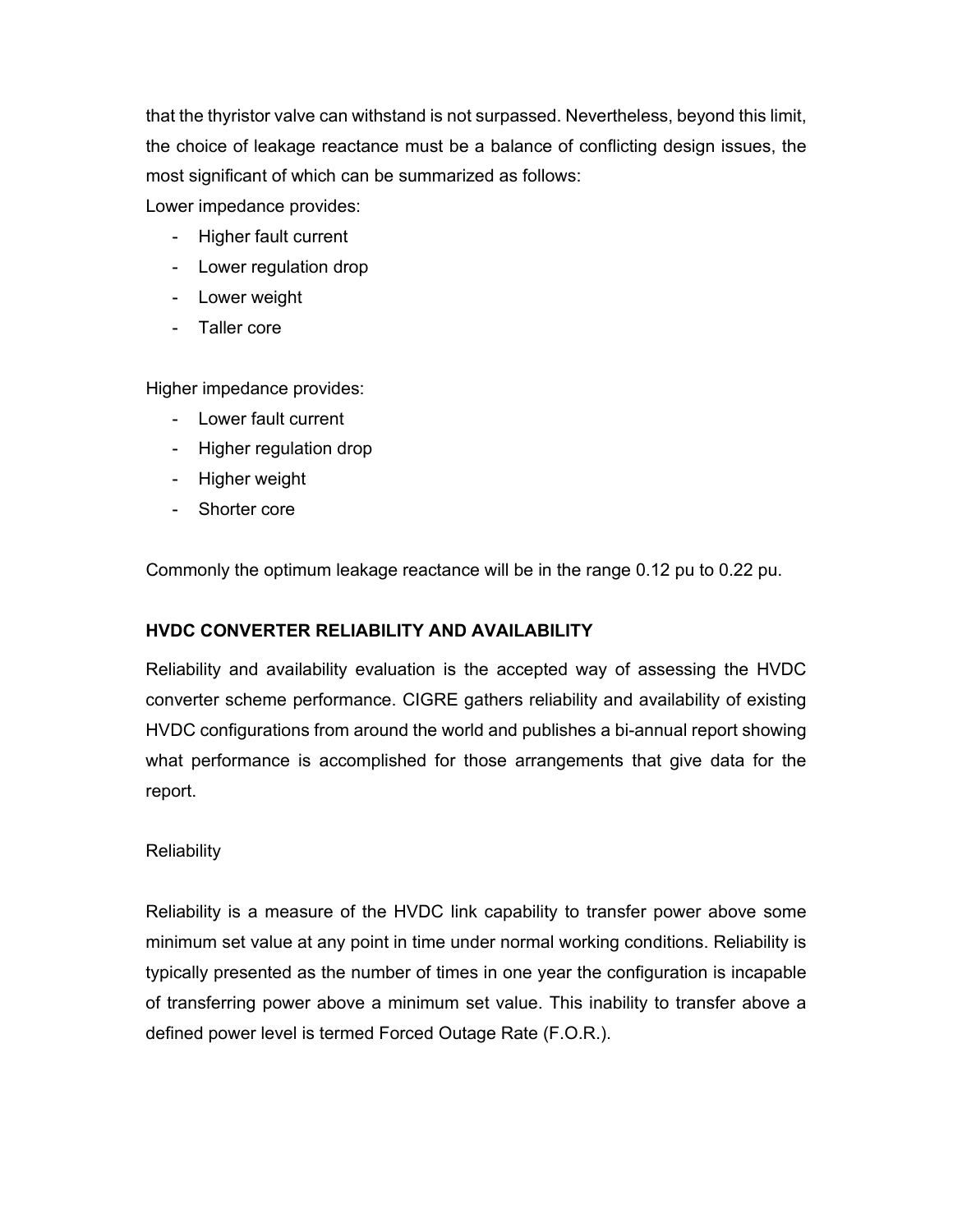that the thyristor valve can withstand is not surpassed. Nevertheless, beyond this limit, the choice of leakage reactance must be a balance of conflicting design issues, the most significant of which can be summarized as follows:

Lower impedance provides:

- Higher fault current
- Lower regulation drop
- Lower weight
- Taller core

Higher impedance provides:

- Lower fault current
- Higher regulation drop
- Higher weight
- Shorter core

Commonly the optimum leakage reactance will be in the range 0.12 pu to 0.22 pu.

## HVDC CONVERTER RELIABILITY AND AVAILABILITY

Reliability and availability evaluation is the accepted way of assessing the HVDC converter scheme performance. CIGRE gathers reliability and availability of existing HVDC configurations from around the world and publishes a bi-annual report showing what performance is accomplished for those arrangements that give data for the report.

### Reliability

Reliability is a measure of the HVDC link capability to transfer power above some minimum set value at any point in time under normal working conditions. Reliability is typically presented as the number of times in one year the configuration is incapable of transferring power above a minimum set value. This inability to transfer above a defined power level is termed Forced Outage Rate (F.O.R.).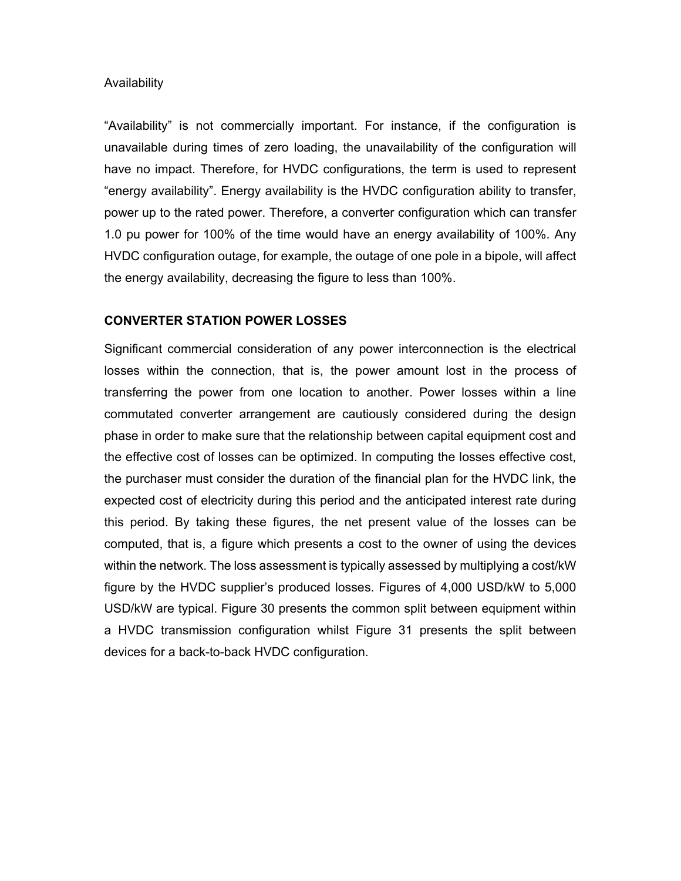Availability

"Availability" is not commercially important. For instance, if the configuration is unavailable during times of zero loading, the unavailability of the configuration will have no impact. Therefore, for HVDC configurations, the term is used to represent "energy availability". Energy availability is the HVDC configuration ability to transfer, power up to the rated power. Therefore, a converter configuration which can transfer 1.0 pu power for 100% of the time would have an energy availability of 100%. Any HVDC configuration outage, for example, the outage of one pole in a bipole, will affect the energy availability, decreasing the figure to less than 100%.

**CONVERTER STATION POWER LOSSES**

Significant commercial consideration of any power interconnection is the electrical losses within the connection, that is, the power amount lost in the process of transferring the power from one location to another. Power losses within a line commutated converter arrangement are cautiously considered during the design phase in order to make sure that the relationship between capital equipment cost and the effective cost of losses can be optimized. In computing the losses effective cost, the purchaser must consider the duration of the financial plan for the HVDC link, the expected cost of electricity during this period and the anticipated interest rate during this period. By taking these figures, the net present value of the losses can be computed, that is, a figure which presents a cost to the owner of using the devices within the network. The loss assessment is typically assessed by multiplying a cost/kW figure by the HVDC supplier's produced losses. Figures of 4,000 USD/kW to 5,000 USD/kW are typical. Figure 30 presents the common split between equipment within a HVDC transmission configuration whilst Figure 31 presents the split between devices for a back-to-back HVDC configuration.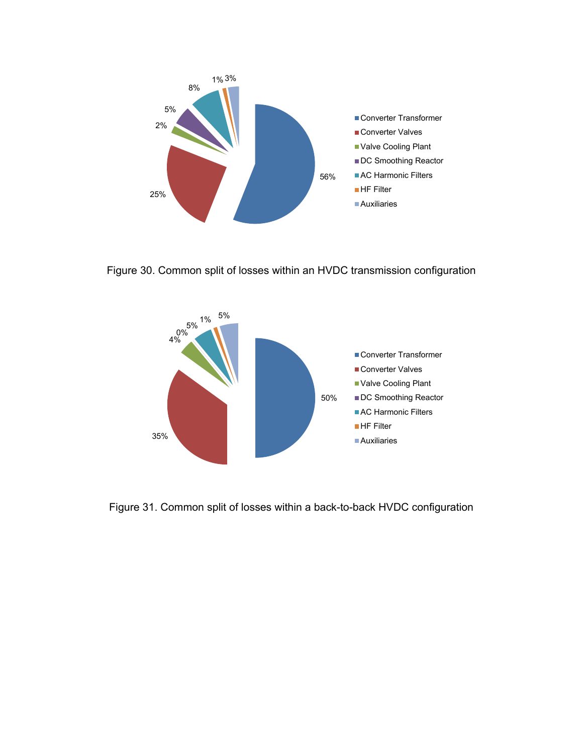1% 3%

8%

5%

2%

56%

25%

Converter Transformer
Converter Valves
Valve Cooling Plant
DC Smoothing Reactor
AC Harmonic Filters
HF Filter
Auxiliaries

Figure 30. Common split of losses within an HVDC transmission configuration

5% 1% 5%

0%

4%

50%

35%

Converter Transformer
Converter Valves
Valve Cooling Plant
DC Smoothing Reactor
AC Harmonic Filters
HF Filter
Auxiliaries

Figure 31. Common split of losses within a back-to-back HVDC configuration